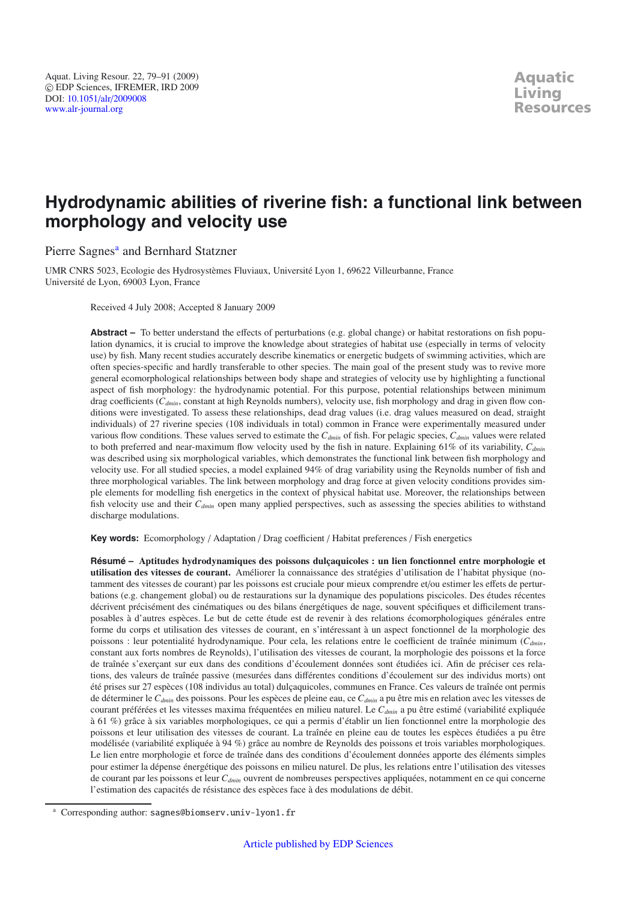# Hydrodynamic abilities of riverine fish: a functional link between morphology and velocity use

Pierre Sagnes[a] and Bernhard Statzner

UMR CNRS 5023, Ecologie des Hydrosystèmes Fluviaux, Université Lyon 1, 69622 Villeurbanne, France
Université de Lyon, 69003 Lyon, France

Received 4 July 2008; Accepted 8 January 2009

**Abstract –** To better understand the effects of perturbations (e.g. global change) or habitat restorations on fish population dynamics, it is crucial to improve the knowledge about strategies of habitat use (especially in terms of velocity use) by fish. Many recent studies accurately describe kinematics or energetic budgets of swimming activities, which are often species-specific and hardly transferable to other species. The main goal of the present study was to revive more general ecomorphological relationships between body shape and strategies of velocity use by highlighting a functional aspect of fish morphology: the hydrodynamic potential. For this purpose, potential relationships between minimum drag coefficients ($C_{dmin}$, constant at high Reynolds numbers), velocity use, fish morphology and drag in given flow conditions were investigated. To assess these relationships, dead drag values (i.e. drag values measured on dead, straight individuals) of 27 riverine species (108 individuals in total) common in France were experimentally measured under various flow conditions. These values served to estimate the $C_{dmin}$ of fish. For pelagic species, $C_{dmin}$ values were related to both preferred and near-maximum flow velocity used by the fish in nature. Explaining 61% of its variability, $C_{dmin}$ was described using six morphological variables, which demonstrates the functional link between fish morphology and velocity use. For all studied species, a model explained 94% of drag variability using the Reynolds number of fish and three morphological variables. The link between morphology and drag force at given velocity conditions provides simple elements for modelling fish energetics in the context of physical habitat use. Moreover, the relationships between fish velocity use and their $C_{dmin}$ open many applied perspectives, such as assessing the species abilities to withstand discharge modulations.

**Key words:** Ecomorphology / Adaptation / Drag coefficient / Habitat preferences / Fish energetics

**Résumé – Aptitudes hydrodynamiques des poissons dulçaquicoles : un lien fonctionnel entre morphologie et utilisation des vitesses de courant.** Améliorer la connaissance des stratégies d'utilisation de l'habitat physique (notamment des vitesses de courant) par les poissons est cruciale pour mieux comprendre et/ou estimer les effets de perturbations (e.g. changement global) ou de restaurations sur la dynamique des populations piscicoles. Des études récentes décrivent précisément des cinématiques ou des bilans énergétiques de nage, souvent spécifiques et difficilement transposables à d'autres espèces. Le but de cette étude est de revenir à des relations écomorphologiques générales entre forme du corps et utilisation des vitesses de courant, en s'intéressant à un aspect fonctionnel de la morphologie des poissons : leur potentialité hydrodynamique. Pour cela, les relations entre le coefficient de traînée minimum ($C_{dmin}$, constant aux forts nombres de Reynolds), l'utilisation des vitesses de courant, la morphologie des poissons et la force de traînée s'exerçant sur eux dans des conditions d'écoulement données sont étudiées ici. Afin de préciser ces relations, des valeurs de traînée passive (mesurées dans différentes conditions d'écoulement sur des individus morts) ont été prises sur 27 espèces (108 individus au total) dulçaquicoles, communes en France. Ces valeurs de traînée ont permis de déterminer le $C_{dmin}$ des poissons. Pour les espèces de pleine eau, ce $C_{dmin}$ a pu être mis en relation avec les vitesses de courant préférées et les vitesses maxima fréquentées en milieu naturel. Le $C_{dmin}$ a pu être estimé (variabilité expliquée à 61 %) grâce à six variables morphologiques, ce qui a permis d'établir un lien fonctionnel entre la morphologie des poissons et leur utilisation des vitesses de courant. La traînée en pleine eau de toutes les espèces étudiées a pu être modélisée (variabilité expliquée à 94 %) grâce au nombre de Reynolds des poissons et trois variables morphologiques. Le lien entre morphologie et force de traînée dans des conditions d'écoulement données apporte des éléments simples pour estimer la dépense énergétique des poissons en milieu naturel. De plus, les relations entre l'utilisation des vitesses de courant par les poissons et leur $C_{dmin}$ ouvrent de nombreuses perspectives appliquées, notamment en ce qui concerne l'estimation des capacités de résistance des espèces face à des modulations de débit.

[a] Corresponding author: sagnes@biomserv.univ-lyon1.fr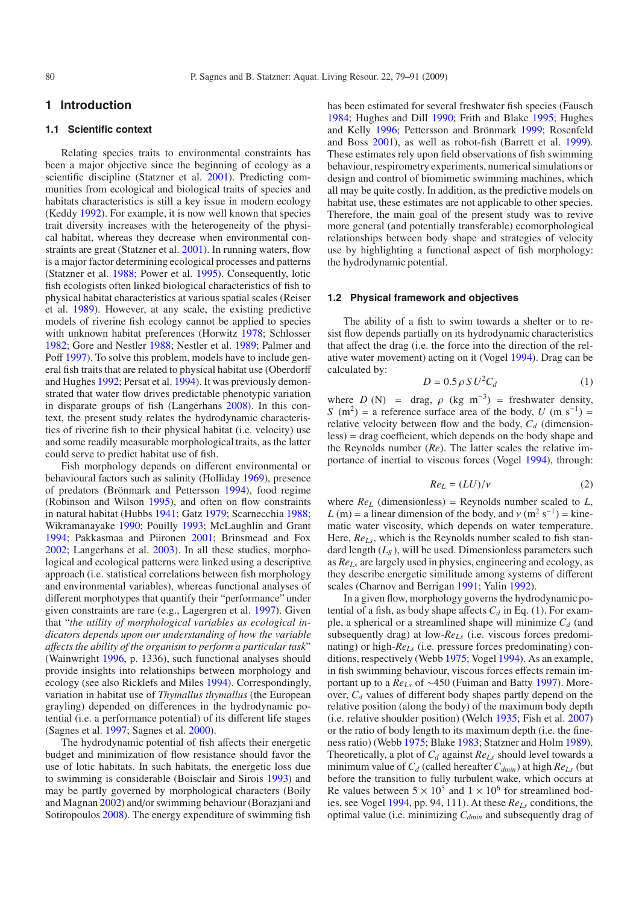# 1 Introduction

## 1.1 Scientific context

Relating species traits to environmental constraints has been a major objective since the beginning of ecology as a scientific discipline (Statzner et al. 2001). Predicting communities from ecological and biological traits of species and habitats characteristics is still a key issue in modern ecology (Keddy 1992). For example, it is now well known that species trait diversity increases with the heterogeneity of the physical habitat, whereas they decrease when environmental constraints are great (Statzner et al. 2001). In running waters, flow is a major factor determining ecological processes and patterns (Statzner et al. 1988; Power et al. 1995). Consequently, lotic fish ecologists often linked biological characteristics of fish to physical habitat characteristics at various spatial scales (Reiser et al. 1989). However, at any scale, the existing predictive models of riverine fish ecology cannot be applied to species with unknown habitat preferences (Horwitz 1978; Schlosser 1982; Gore and Nestler 1988; Nestler et al. 1989; Palmer and Poff 1997). To solve this problem, models have to include general fish traits that are related to physical habitat use (Oberdorff and Hughes 1992; Persat et al. 1994). It was previously demonstrated that water flow drives predictable phenotypic variation in disparate groups of fish (Langerhans 2008). In this context, the present study relates the hydrodynamic characteristics of riverine fish to their physical habitat (i.e. velocity) use and some readily measurable morphological traits, as the latter could serve to predict habitat use of fish.

Fish morphology depends on different environmental or behavioural factors such as salinity (Holliday 1969), presence of predators (Brönmark and Pettersson 1994), food regime (Robinson and Wilson 1995), and often on flow constraints in natural habitat (Hubbs 1941; Gatz 1979; Scarnecchia 1988; Wikramanayake 1990; Pouilly 1993; McLaughlin and Grant 1994; Pakkasmaa and Piironen 2001; Brinsmead and Fox 2002; Langerhans et al. 2003). In all these studies, morphological and ecological patterns were linked using a descriptive approach (i.e. statistical correlations between fish morphology and environmental variables), whereas functional analyses of different morphotypes that quantify their "performance" under given constraints are rare (e.g., Lagergren et al. 1997). Given that "*the utility of morphological variables as ecological indicators depends upon our understanding of how the variable affects the ability of the organism to perform a particular task*" (Wainwright 1996, p. 1336), such functional analyses should provide insights into relationships between morphology and ecology (see also Ricklefs and Miles 1994). Correspondingly, variation in habitat use of *Thymallus thymallus* (the European grayling) depended on differences in the hydrodynamic potential (i.e. a performance potential) of its different life stages (Sagnes et al. 1997; Sagnes et al. 2000).

The hydrodynamic potential of fish affects their energetic budget and minimization of flow resistance should favor the use of lotic habitats. In such habitats, the energetic loss due to swimming is considerable (Boisclair and Sirois 1993) and may be partly governed by morphological characters (Boily and Magnan 2002) and/or swimming behaviour (Borazjani and Sotiropoulos 2008). The energy expenditure of swimming fish has been estimated for several freshwater fish species (Fausch 1984; Hughes and Dill 1990; Frith and Blake 1995; Hughes and Kelly 1996; Pettersson and Brönmark 1999; Rosenfeld and Boss 2001), as well as robot-fish (Barrett et al. 1999). These estimates rely upon field observations of fish swimming behaviour, respirometry experiments, numerical simulations or design and control of biomimetic swimming machines, which all may be quite costly. In addition, as the predictive models on habitat use, these estimates are not applicable to other species. Therefore, the main goal of the present study was to revive more general (and potentially transferable) ecomorphological relationships between body shape and strategies of velocity use by highlighting a functional aspect of fish morphology: the hydrodynamic potential.

## 1.2 Physical framework and objectives

The ability of a fish to swim towards a shelter or to resist flow depends partially on its hydrodynamic characteristics that affect the drag (i.e. the force into the direction of the relative water movement) acting on it (Vogel 1994). Drag can be calculated by:

$$D = 0.5\,\rho\, S\, U^2 C_d \tag{1}$$

where $D$ (N) = drag, $\rho$ (kg m$^{-3}$) = freshwater density, $S$ (m$^2$) = a reference surface area of the body, $U$ (m s$^{-1}$) = relative velocity between flow and the body, $C_d$ (dimensionless) = drag coefficient, which depends on the body shape and the Reynolds number ($Re$). The latter scales the relative importance of inertial to viscous forces (Vogel 1994), through:

$$Re_L = (LU)/\nu \tag{2}$$

where $Re_L$ (dimensionless) = Reynolds number scaled to $L$, $L$ (m) = a linear dimension of the body, and $\nu$ (m$^2$ s$^{-1}$) = kinematic water viscosity, which depends on water temperature. Here, $Re_{Ls}$, which is the Reynolds number scaled to fish standard length ($L_S$), will be used. Dimensionless parameters such as $Re_{Ls}$ are largely used in physics, engineering and ecology, as they describe energetic similitude among systems of different scales (Charnov and Berrigan 1991; Yalin 1992).

In a given flow, morphology governs the hydrodynamic potential of a fish, as body shape affects $C_d$ in Eq. (1). For example, a spherical or a streamlined shape will minimize $C_d$ (and subsequently drag) at low-$Re_{Ls}$ (i.e. viscous forces predominating) or high-$Re_{Ls}$ (i.e. pressure forces predominating) conditions, respectively (Webb 1975; Vogel 1994). As an example, in fish swimming behaviour, viscous forces effects remain important up to a $Re_{Ls}$ of ~450 (Fuiman and Batty 1997). Moreover, $C_d$ values of different body shapes partly depend on the relative position (along the body) of the maximum body depth (i.e. relative shoulder position) (Welch 1935; Fish et al. 2007) or the ratio of body length to its maximum depth (i.e. the fineness ratio) (Webb 1975; Blake 1983; Statzner and Holm 1989). Theoretically, a plot of $C_d$ against $Re_{Ls}$ should level towards a minimum value of $C_d$ (called hereafter $C_{dmin}$) at high $Re_{Ls}$ (but before the transition to fully turbulent wake, which occurs at Re values between $5 \times 10^5$ and $1 \times 10^6$ for streamlined bodies, see Vogel 1994, pp. 94, 111). At these $Re_{Ls}$ conditions, the optimal value (i.e. minimizing $C_{dmin}$ and subsequently drag of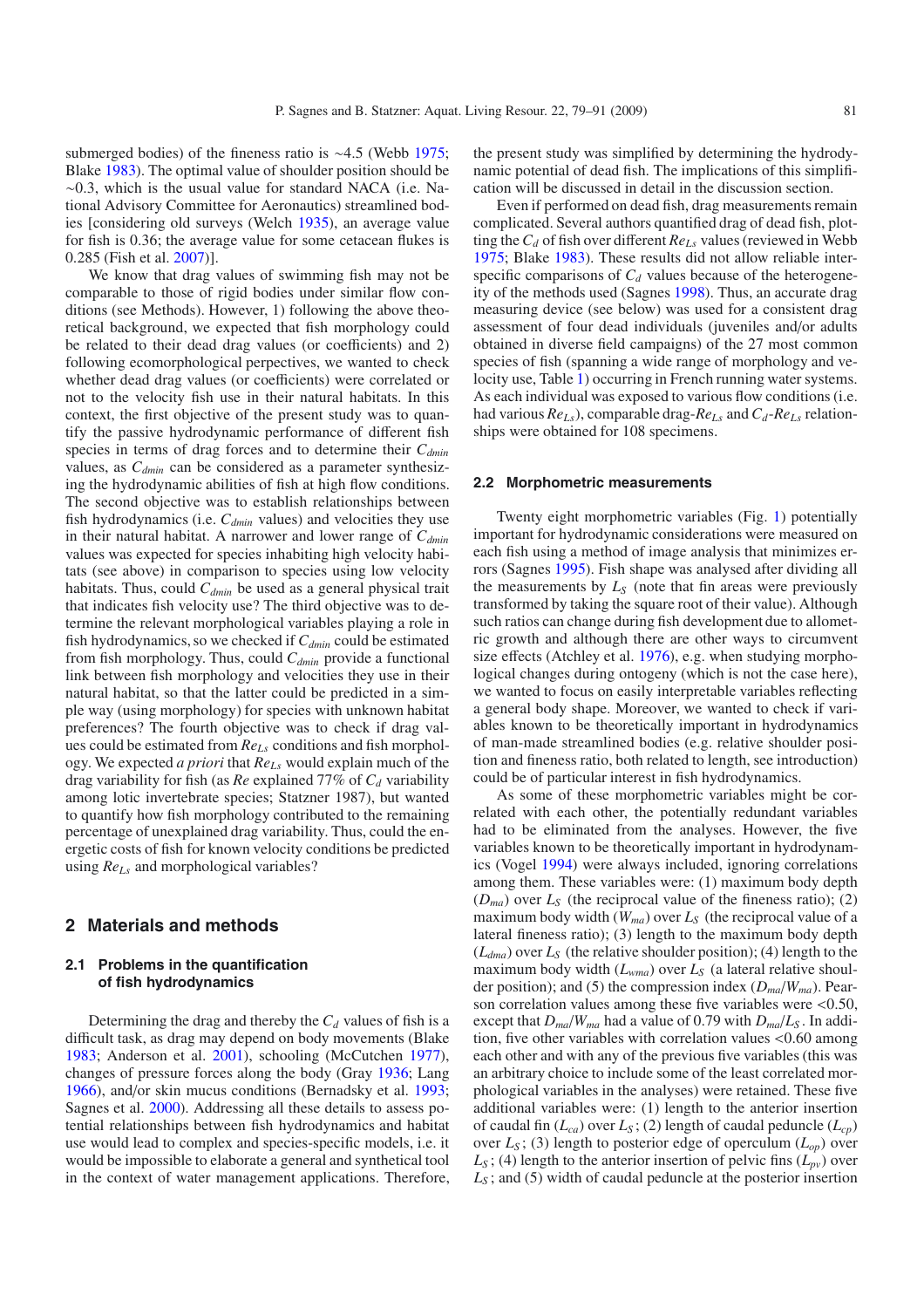submerged bodies) of the fineness ratio is ~4.5 (Webb 1975; Blake 1983). The optimal value of shoulder position should be ~0.3, which is the usual value for standard NACA (i.e. National Advisory Committee for Aeronautics) streamlined bodies [considering old surveys (Welch 1935), an average value for fish is 0.36; the average value for some cetacean flukes is 0.285 (Fish et al. 2007)].

We know that drag values of swimming fish may not be comparable to those of rigid bodies under similar flow conditions (see Methods). However, 1) following the above theoretical background, we expected that fish morphology could be related to their dead drag values (or coefficients) and 2) following ecomorphological perpectives, we wanted to check whether dead drag values (or coefficients) were correlated or not to the velocity fish use in their natural habitats. In this context, the first objective of the present study was to quantify the passive hydrodynamic performance of different fish species in terms of drag forces and to determine their $C_{dmin}$ values, as $C_{dmin}$ can be considered as a parameter synthesizing the hydrodynamic abilities of fish at high flow conditions. The second objective was to establish relationships between fish hydrodynamics (i.e. $C_{dmin}$ values) and velocities they use in their natural habitat. A narrower and lower range of $C_{dmin}$ values was expected for species inhabiting high velocity habitats (see above) in comparison to species using low velocity habitats. Thus, could $C_{dmin}$ be used as a general physical trait that indicates fish velocity use? The third objective was to determine the relevant morphological variables playing a role in fish hydrodynamics, so we checked if $C_{dmin}$ could be estimated from fish morphology. Thus, could $C_{dmin}$ provide a functional link between fish morphology and velocities they use in their natural habitat, so that the latter could be predicted in a simple way (using morphology) for species with unknown habitat preferences? The fourth objective was to check if drag values could be estimated from $Re_{L_S}$ conditions and fish morphology. We expected *a priori* that $Re_{L_S}$ would explain much of the drag variability for fish (as $Re$ explained 77% of $C_d$ variability among lotic invertebrate species; Statzner 1987), but wanted to quantify how fish morphology contributed to the remaining percentage of unexplained drag variability. Thus, could the energetic costs of fish for known velocity conditions be predicted using $Re_{L_S}$ and morphological variables?

## 2 Materials and methods

### 2.1 Problems in the quantification of fish hydrodynamics

Determining the drag and thereby the $C_d$ values of fish is a difficult task, as drag may depend on body movements (Blake 1983; Anderson et al. 2001), schooling (McCutchen 1977), changes of pressure forces along the body (Gray 1936; Lang 1966), and/or skin mucus conditions (Bernadsky et al. 1993; Sagnes et al. 2000). Addressing all these details to assess potential relationships between fish hydrodynamics and habitat use would lead to complex and species-specific models, i.e. it would be impossible to elaborate a general and synthetical tool in the context of water management applications. Therefore, the present study was simplified by determining the hydrodynamic potential of dead fish. The implications of this simplification will be discussed in detail in the discussion section.

Even if performed on dead fish, drag measurements remain complicated. Several authors quantified drag of dead fish, plotting the $C_d$ of fish over different $Re_{L_S}$ values (reviewed in Webb 1975; Blake 1983). These results did not allow reliable interspecific comparisons of $C_d$ values because of the heterogeneity of the methods used (Sagnes 1998). Thus, an accurate drag measuring device (see below) was used for a consistent drag assessment of four dead individuals (juveniles and/or adults obtained in diverse field campaigns) of the 27 most common species of fish (spanning a wide range of morphology and velocity use, Table 1) occurring in French running water systems. As each individual was exposed to various flow conditions (i.e. had various $Re_{L_S}$), comparable drag-$Re_{L_S}$ and $C_d$-$Re_{L_S}$ relationships were obtained for 108 specimens.

### 2.2 Morphometric measurements

Twenty eight morphometric variables (Fig. 1) potentially important for hydrodynamic considerations were measured on each fish using a method of image analysis that minimizes errors (Sagnes 1995). Fish shape was analysed after dividing all the measurements by $L_S$ (note that fin areas were previously transformed by taking the square root of their value). Although such ratios can change during fish development due to allometric growth and although there are other ways to circumvent size effects (Atchley et al. 1976), e.g. when studying morphological changes during ontogeny (which is not the case here), we wanted to focus on easily interpretable variables reflecting a general body shape. Moreover, we wanted to check if variables known to be theoretically important in hydrodynamics of man-made streamlined bodies (e.g. relative shoulder position and fineness ratio, both related to length, see introduction) could be of particular interest in fish hydrodynamics.

As some of these morphometric variables might be correlated with each other, the potentially redundant variables had to be eliminated from the analyses. However, the five variables known to be theoretically important in hydrodynamics (Vogel 1994) were always included, ignoring correlations among them. These variables were: (1) maximum body depth ($D_{ma}$) over $L_S$ (the reciprocal value of the fineness ratio); (2) maximum body width ($W_{ma}$) over $L_S$ (the reciprocal value of a lateral fineness ratio); (3) length to the maximum body depth ($L_{dma}$) over $L_S$ (the relative shoulder position); (4) length to the maximum body width ($L_{wma}$) over $L_S$ (a lateral relative shoulder position); and (5) the compression index ($D_{ma}/W_{ma}$). Pearson correlation values among these five variables were <0.50, except that $D_{ma}/W_{ma}$ had a value of 0.79 with $D_{ma}/L_S$. In addition, five other variables with correlation values <0.60 among each other and with any of the previous five variables (this was an arbitrary choice to include some of the least correlated morphological variables in the analyses) were retained. These five additional variables were: (1) length to the anterior insertion of caudal fin ($L_{ca}$) over $L_S$; (2) length of caudal peduncle ($L_{cp}$) over $L_S$; (3) length to posterior edge of operculum ($L_{op}$) over $L_S$; (4) length to the anterior insertion of pelvic fins ($L_{pv}$) over $L_S$; and (5) width of caudal peduncle at the posterior insertion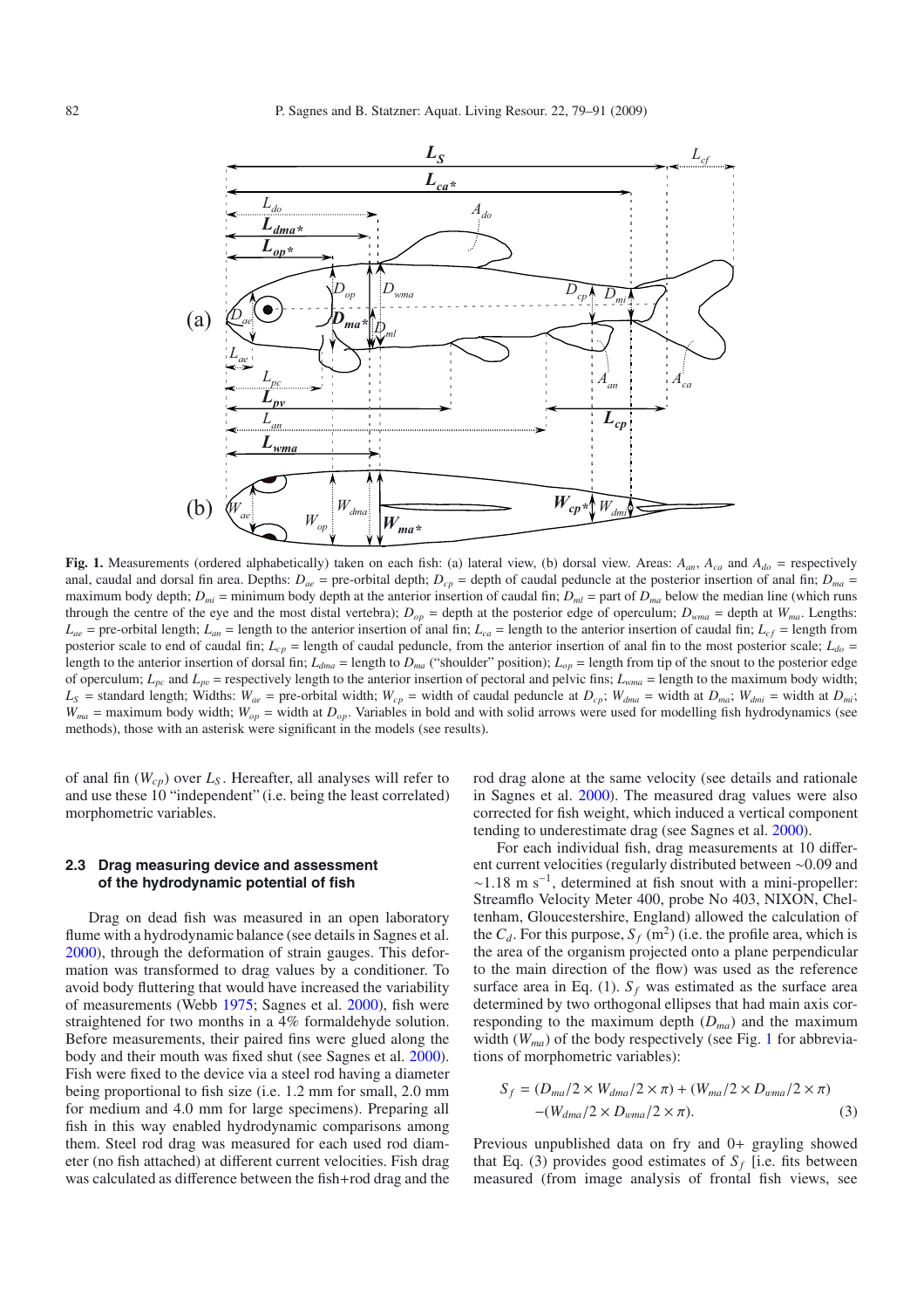**Fig. 1.** Measurements (ordered alphabetically) taken on each fish: (a) lateral view, (b) dorsal view. Areas: $A_{an}$, $A_{ca}$ and $A_{do}$ = respectively anal, caudal and dorsal fin area. Depths: $D_{ae}$ = pre-orbital depth; $D_{cp}$ = depth of caudal peduncle at the posterior insertion of anal fin; $D_{ma}$ = maximum body depth; $D_{mi}$ = minimum body depth at the anterior insertion of caudal fin; $D_{ml}$ = part of $D_{ma}$ below the median line (which runs through the centre of the eye and the most distal vertebra); $D_{op}$ = depth at the posterior edge of operculum; $D_{wma}$ = depth at $W_{ma}$. Lengths: $L_{ae}$ = pre-orbital length; $L_{an}$ = length to the anterior insertion of anal fin; $L_{ca}$ = length to the anterior insertion of caudal fin; $L_{cf}$ = length from posterior scale to end of caudal fin; $L_{cp}$ = length of caudal peduncle, from the anterior insertion of anal fin to the most posterior scale; $L_{do}$ = length to the anterior insertion of dorsal fin; $L_{dma}$ = length to $D_{ma}$ ("shoulder" position); $L_{op}$ = length from tip of the snout to the posterior edge of operculum; $L_{pc}$ and $L_{pv}$ = respectively length to the anterior insertion of pectoral and pelvic fins; $L_{wma}$ = length to the maximum body width; $L_S$ = standard length; Widths: $W_{ae}$ = pre-orbital width; $W_{cp}$ = width of caudal peduncle at $D_{cp}$; $W_{dma}$ = width at $D_{ma}$; $W_{dmi}$ = width at $D_{mi}$; $W_{ma}$ = maximum body width; $W_{op}$ = width at $D_{op}$. Variables in bold and with solid arrows were used for modelling fish hydrodynamics (see methods), those with an asterisk were significant in the models (see results).

of anal fin ($W_{cp}$) over $L_S$. Hereafter, all analyses will refer to and use these 10 "independent" (i.e. being the least correlated) morphometric variables.

### 2.3 Drag measuring device and assessment of the hydrodynamic potential of fish

Drag on dead fish was measured in an open laboratory flume with a hydrodynamic balance (see details in Sagnes et al. 2000), through the deformation of strain gauges. This deformation was transformed to drag values by a conditioner. To avoid body fluttering that would have increased the variability of measurements (Webb 1975; Sagnes et al. 2000), fish were straightened for two months in a 4% formaldehyde solution. Before measurements, their paired fins were glued along the body and their mouth was fixed shut (see Sagnes et al. 2000). Fish were fixed to the device via a steel rod having a diameter being proportional to fish size (i.e. 1.2 mm for small, 2.0 mm for medium and 4.0 mm for large specimens). Preparing all fish in this way enabled hydrodynamic comparisons among them. Steel rod drag was measured for each used rod diameter (no fish attached) at different current velocities. Fish drag was calculated as difference between the fish+rod drag and the rod drag alone at the same velocity (see details and rationale in Sagnes et al. 2000). The measured drag values were also corrected for fish weight, which induced a vertical component tending to underestimate drag (see Sagnes et al. 2000).

For each individual fish, drag measurements at 10 different current velocities (regularly distributed between ~0.09 and ~1.18 m s$^{-1}$, determined at fish snout with a mini-propeller: Streamflo Velocity Meter 400, probe No 403, NIXON, Cheltenham, Gloucestershire, England) allowed the calculation of the $C_d$. For this purpose, $S_f$ (m$^2$) (i.e. the profile area, which is the area of the organism projected onto a plane perpendicular to the main direction of the flow) was used as the reference surface area in Eq. (1). $S_f$ was estimated as the surface area determined by two orthogonal ellipses that had main axis corresponding to the maximum depth ($D_{ma}$) and the maximum width ($W_{ma}$) of the body respectively (see Fig. 1 for abbreviations of morphometric variables):

$$S_f = (D_{ma}/2 \times W_{dma}/2 \times \pi) + (W_{ma}/2 \times D_{wma}/2 \times \pi) - (W_{dma}/2 \times D_{wma}/2 \times \pi). \quad (3)$$

Previous unpublished data on fry and 0+ grayling showed that Eq. (3) provides good estimates of $S_f$ [i.e. fits between measured (from image analysis of frontal fish views, see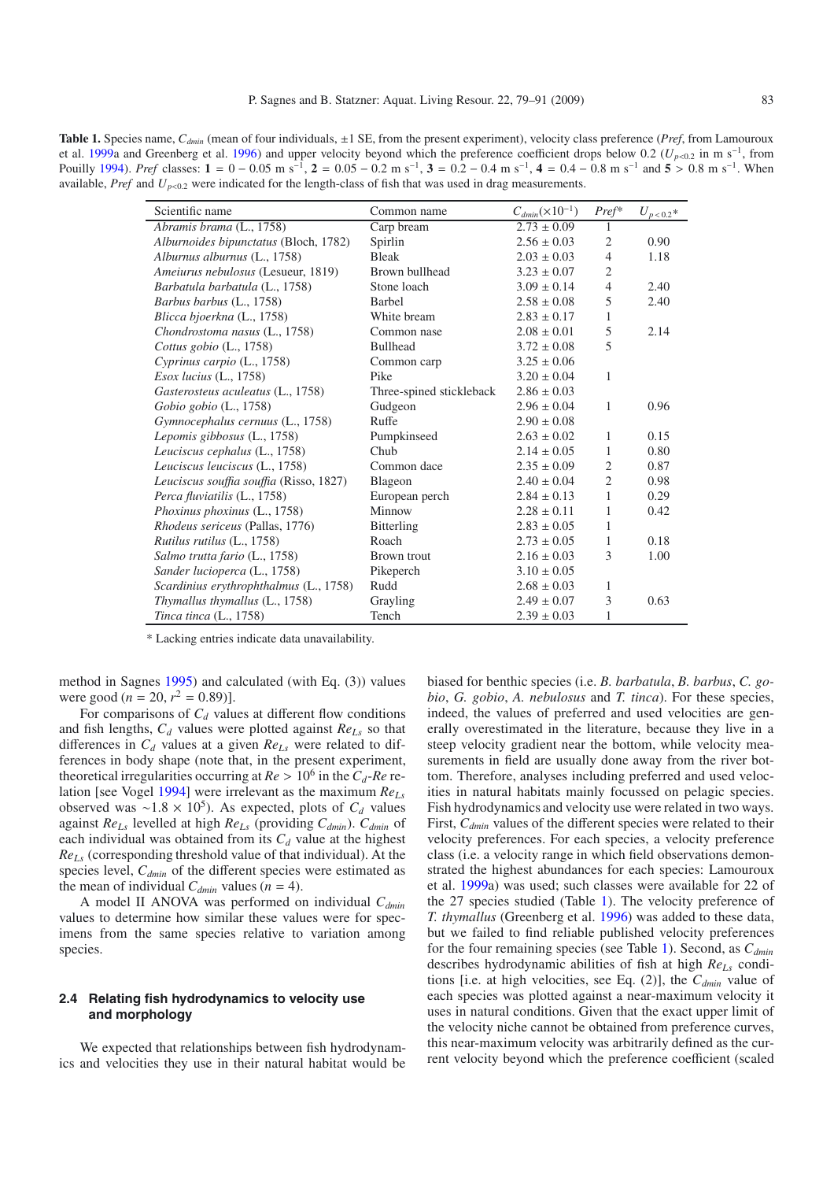**Table 1.** Species name, $C_{dmin}$ (mean of four individuals, ±1 SE, from the present experiment), velocity class preference (*Pref*, from Lamouroux et al. 1999a and Greenberg et al. 1996) and upper velocity beyond which the preference coefficient drops below 0.2 ($U_{p<0.2}$ in m s$^{-1}$, from Pouilly 1994). *Pref* classes: **1** = 0 – 0.05 m s$^{-1}$, **2** = 0.05 – 0.2 m s$^{-1}$, **3** = 0.2 – 0.4 m s$^{-1}$, **4** = 0.4 – 0.8 m s$^{-1}$ and **5** > 0.8 m s$^{-1}$. When available, *Pref* and $U_{p<0.2}$ were indicated for the length-class of fish that was used in drag measurements.

| Scientific name | Common name | $C_{dmin}(\times 10^{-1})$ | *Pref*\* | $U_{p<0.2}$\* |
|---|---|---|---|---|
| *Abramis brama* (L., 1758) | Carp bream | 2.73 ± 0.09 | 1 | |
| *Alburnoides bipunctatus* (Bloch, 1782) | Spirlin | 2.56 ± 0.03 | 2 | 0.90 |
| *Alburnus alburnus* (L., 1758) | Bleak | 2.03 ± 0.03 | 4 | 1.18 |
| *Ameiurus nebulosus* (Lesueur, 1819) | Brown bullhead | 3.23 ± 0.07 | 2 | |
| *Barbatula barbatula* (L., 1758) | Stone loach | 3.09 ± 0.14 | 4 | 2.40 |
| *Barbus barbus* (L., 1758) | Barbel | 2.58 ± 0.08 | 5 | 2.40 |
| *Blicca bjoerkna* (L., 1758) | White bream | 2.83 ± 0.17 | 1 | |
| *Chondrostoma nasus* (L., 1758) | Common nase | 2.08 ± 0.01 | 5 | 2.14 |
| *Cottus gobio* (L., 1758) | Bullhead | 3.72 ± 0.08 | 5 | |
| *Cyprinus carpio* (L., 1758) | Common carp | 3.25 ± 0.06 | | |
| *Esox lucius* (L., 1758) | Pike | 3.20 ± 0.04 | 1 | |
| *Gasterosteus aculeatus* (L., 1758) | Three-spined stickleback | 2.86 ± 0.03 | | |
| *Gobio gobio* (L., 1758) | Gudgeon | 2.96 ± 0.04 | 1 | 0.96 |
| *Gymnocephalus cernuus* (L., 1758) | Ruffe | 2.90 ± 0.08 | | |
| *Lepomis gibbosus* (L., 1758) | Pumpkinseed | 2.63 ± 0.02 | 1 | 0.15 |
| *Leuciscus cephalus* (L., 1758) | Chub | 2.14 ± 0.05 | 1 | 0.80 |
| *Leuciscus leuciscus* (L., 1758) | Common dace | 2.35 ± 0.09 | 2 | 0.87 |
| *Leuciscus souffia souffia* (Risso, 1827) | Blageon | 2.40 ± 0.04 | 2 | 0.98 |
| *Perca fluviatilis* (L., 1758) | European perch | 2.84 ± 0.13 | 1 | 0.29 |
| *Phoxinus phoxinus* (L., 1758) | Minnow | 2.28 ± 0.11 | 1 | 0.42 |
| *Rhodeus sericeus* (Pallas, 1776) | Bitterling | 2.83 ± 0.05 | 1 | |
| *Rutilus rutilus* (L., 1758) | Roach | 2.73 ± 0.05 | 1 | 0.18 |
| *Salmo trutta fario* (L., 1758) | Brown trout | 2.16 ± 0.03 | 3 | 1.00 |
| *Sander lucioperca* (L., 1758) | Pikeperch | 3.10 ± 0.05 | | |
| *Scardinius erythrophthalmus* (L., 1758) | Rudd | 2.68 ± 0.03 | 1 | |
| *Thymallus thymallus* (L., 1758) | Grayling | 2.49 ± 0.07 | 3 | 0.63 |
| *Tinca tinca* (L., 1758) | Tench | 2.39 ± 0.03 | 1 | |

\* Lacking entries indicate data unavailability.

method in Sagnes 1995) and calculated (with Eq. (3)) values were good ($n = 20$, $r^2 = 0.89$)].

For comparisons of $C_d$ values at different flow conditions and fish lengths, $C_d$ values were plotted against $Re_{Ls}$ so that differences in $C_d$ values at a given $Re_{Ls}$ were related to differences in body shape (note that, in the present experiment, theoretical irregularities occurring at $Re > 10^6$ in the $C_d$-$Re$ relation [see Vogel 1994] were irrelevant as the maximum $Re_{Ls}$ observed was $\sim 1.8 \times 10^5$). As expected, plots of $C_d$ values against $Re_{Ls}$ levelled at high $Re_{Ls}$ (providing $C_{dmin}$). $C_{dmin}$ of each individual was obtained from its $C_d$ value at the highest $Re_{Ls}$ (corresponding threshold value of that individual). At the species level, $C_{dmin}$ of the different species were estimated as the mean of individual $C_{dmin}$ values ($n = 4$).

A model II ANOVA was performed on individual $C_{dmin}$ values to determine how similar these values were for specimens from the same species relative to variation among species.

### 2.4 Relating fish hydrodynamics to velocity use and morphology

We expected that relationships between fish hydrodynamics and velocities they use in their natural habitat would be biased for benthic species (i.e. *B. barbatula*, *B. barbus*, *C. gobio*, *G. gobio*, *A. nebulosus* and *T. tinca*). For these species, indeed, the values of preferred and used velocities are generally overestimated in the literature, because they live in a steep velocity gradient near the bottom, while velocity measurements in field are usually done away from the river bottom. Therefore, analyses including preferred and used velocities in natural habitats mainly focussed on pelagic species. Fish hydrodynamics and velocity use were related in two ways. First, $C_{dmin}$ values of the different species were related to their velocity preferences. For each species, a velocity preference class (i.e. a velocity range in which field observations demonstrated the highest abundances for each species: Lamouroux et al. 1999a) was used; such classes were available for 22 of the 27 species studied (Table 1). The velocity preference of *T. thymallus* (Greenberg et al. 1996) was added to these data, but we failed to find reliable published velocity preferences for the four remaining species (see Table 1). Second, as $C_{dmin}$ describes hydrodynamic abilities of fish at high $Re_{Ls}$ conditions [i.e. at high velocities, see Eq. (2)], the $C_{dmin}$ value of each species was plotted against a near-maximum velocity it uses in natural conditions. Given that the exact upper limit of the velocity niche cannot be obtained from preference curves, this near-maximum velocity was arbitrarily defined as the current velocity beyond which the preference coefficient (scaled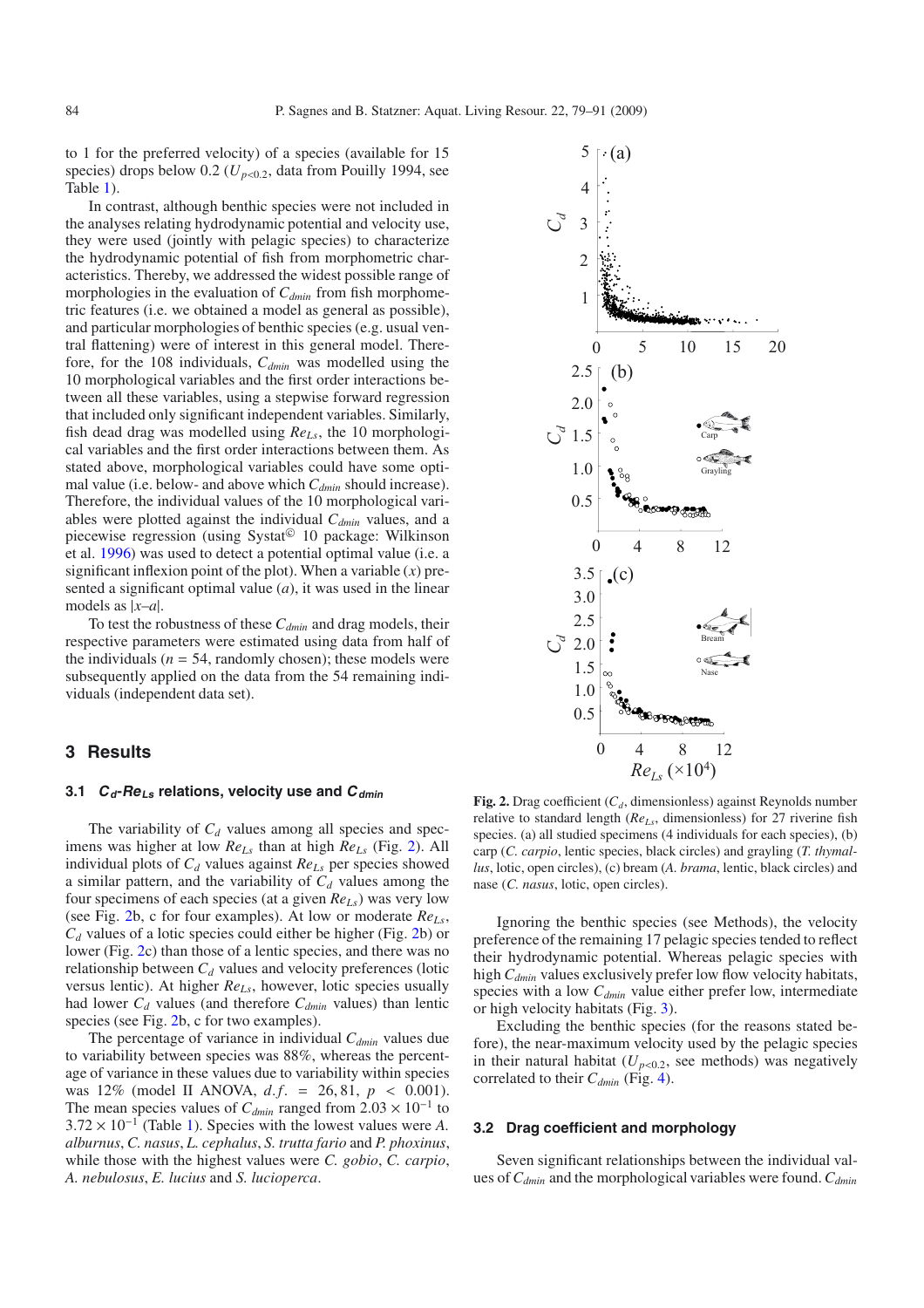to 1 for the preferred velocity) of a species (available for 15 species) drops below 0.2 ($U_{p<0.2}$, data from Pouilly 1994, see Table 1).

In contrast, although benthic species were not included in the analyses relating hydrodynamic potential and velocity use, they were used (jointly with pelagic species) to characterize the hydrodynamic potential of fish from morphometric characteristics. Thereby, we addressed the widest possible range of morphologies in the evaluation of $C_{dmin}$ from fish morphometric features (i.e. we obtained a model as general as possible), and particular morphologies of benthic species (e.g. usual ventral flattening) were of interest in this general model. Therefore, for the 108 individuals, $C_{dmin}$ was modelled using the 10 morphological variables and the first order interactions between all these variables, using a stepwise forward regression that included only significant independent variables. Similarly, fish dead drag was modelled using $Re_{Ls}$, the 10 morphological variables and the first order interactions between them. As stated above, morphological variables could have some optimal value (i.e. below- and above which $C_{dmin}$ should increase). Therefore, the individual values of the 10 morphological variables were plotted against the individual $C_{dmin}$ values, and a piecewise regression (using Systat© 10 package: Wilkinson et al. 1996) was used to detect a potential optimal value (i.e. a significant inflexion point of the plot). When a variable ($x$) presented a significant optimal value ($a$), it was used in the linear models as $|x–a|$.

To test the robustness of these $C_{dmin}$ and drag models, their respective parameters were estimated using data from half of the individuals ($n$ = 54, randomly chosen); these models were subsequently applied on the data from the 54 remaining individuals (independent data set).

## 3 Results

### 3.1 $C_d$-$Re_{Ls}$ relations, velocity use and $C_{dmin}$

The variability of $C_d$ values among all species and specimens was higher at low $Re_{Ls}$ than at high $Re_{Ls}$ (Fig. 2). All individual plots of $C_d$ values against $Re_{Ls}$ per species showed a similar pattern, and the variability of $C_d$ values among the four specimens of each species (at a given $Re_{Ls}$) was very low (see Fig. 2b, c for four examples). At low or moderate $Re_{Ls}$, $C_d$ values of a lotic species could either be higher (Fig. 2b) or lower (Fig. 2c) than those of a lentic species, and there was no relationship between $C_d$ values and velocity preferences (lotic versus lentic). At higher $Re_{Ls}$, however, lotic species usually had lower $C_d$ values (and therefore $C_{dmin}$ values) than lentic species (see Fig. 2b, c for two examples).

The percentage of variance in individual $C_{dmin}$ values due to variability between species was 88%, whereas the percentage of variance in these values due to variability within species was 12% (model II ANOVA, $d.f.$ = 26, 81, $p$ < 0.001). The mean species values of $C_{dmin}$ ranged from $2.03 \times 10^{-1}$ to $3.72 \times 10^{-1}$ (Table 1). Species with the lowest values were *A. alburnus*, *C. nasus*, *L. cephalus*, *S. trutta fario* and *P. phoxinus*, while those with the highest values were *C. gobio*, *C. carpio*, *A. nebulosus*, *E. lucius* and *S. lucioperca*.

**Fig. 2.** Drag coefficient ($C_d$, dimensionless) against Reynolds number relative to standard length ($Re_{Ls}$, dimensionless) for 27 riverine fish species. (a) all studied specimens (4 individuals for each species), (b) carp (*C. carpio*, lentic species, black circles) and grayling (*T. thymallus*, lotic, open circles), (c) bream (*A. brama*, lentic, black circles) and nase (*C. nasus*, lotic, open circles).

Ignoring the benthic species (see Methods), the velocity preference of the remaining 17 pelagic species tended to reflect their hydrodynamic potential. Whereas pelagic species with high $C_{dmin}$ values exclusively prefer low flow velocity habitats, species with a low $C_{dmin}$ value either prefer low, intermediate or high velocity habitats (Fig. 3).

Excluding the benthic species (for the reasons stated before), the near-maximum velocity used by the pelagic species in their natural habitat ($U_{p<0.2}$, see methods) was negatively correlated to their $C_{dmin}$ (Fig. 4).

### 3.2 Drag coefficient and morphology

Seven significant relationships between the individual values of $C_{dmin}$ and the morphological variables were found. $C_{dmin}$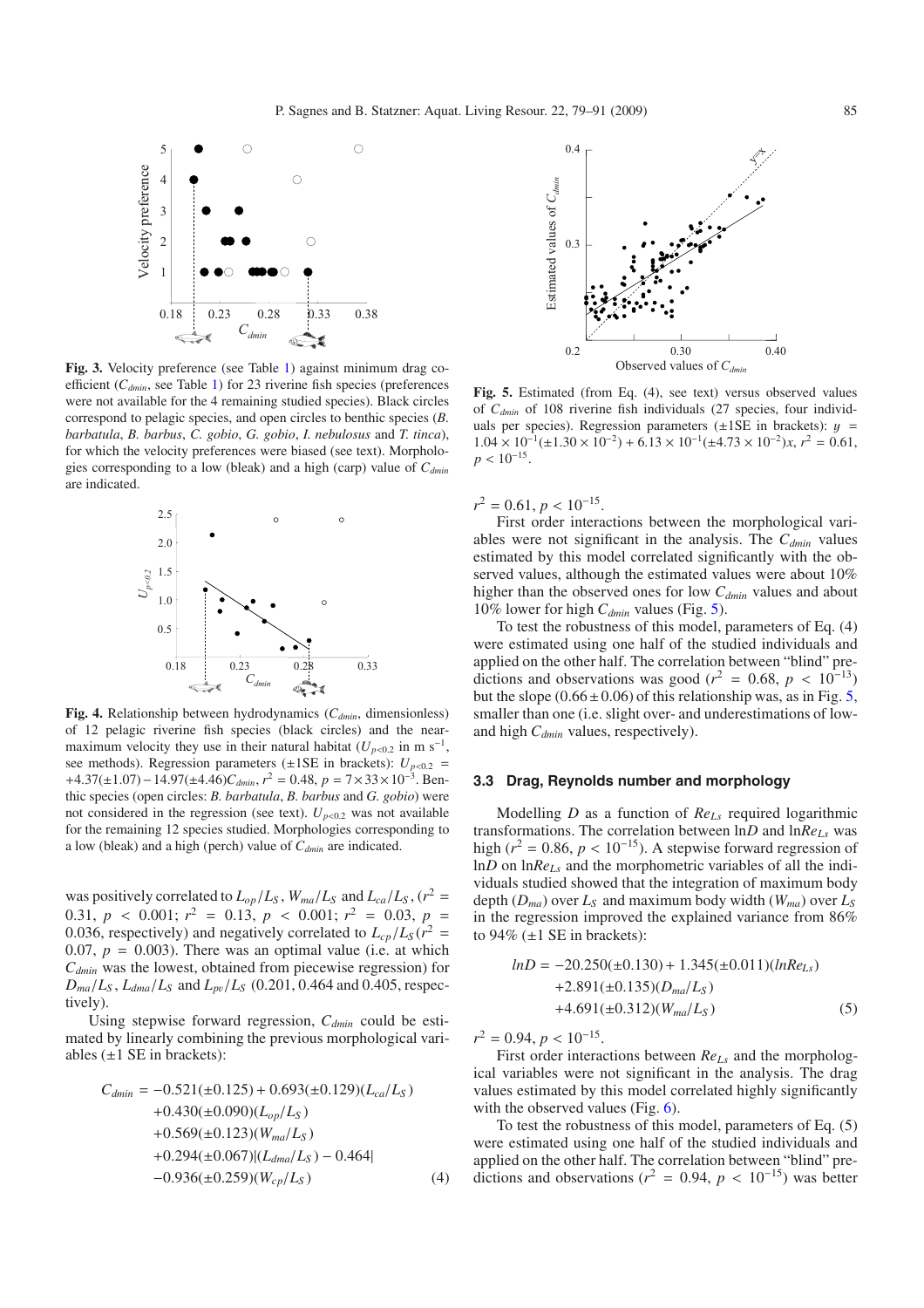**Fig. 3.** Velocity preference (see Table 1) against minimum drag coefficient ($C_{dmin}$, see Table 1) for 23 riverine fish species (preferences were not available for the 4 remaining studied species). Black circles correspond to pelagic species, and open circles to benthic species (*B. barbatula*, *B. barbus*, *C. gobio*, *G. gobio*, *I. nebulosus* and *T. tinca*), for which the velocity preferences were biased (see text). Morphologies corresponding to a low (bleak) and a high (carp) value of $C_{dmin}$ are indicated.

**Fig. 4.** Relationship between hydrodynamics ($C_{dmin}$, dimensionless) of 12 pelagic riverine fish species (black circles) and the near-maximum velocity they use in their natural habitat ($U_{p<0.2}$ in m s$^{-1}$, see methods). Regression parameters (±1SE in brackets): $U_{p<0.2}$ = +4.37(±1.07) − 14.97(±4.46)$C_{dmin}$, $r^2$ = 0.48, $p = 7 \times 33 \times 10^{-3}$. Benthic species (open circles: *B. barbatula*, *B. barbus* and *G. gobio*) were not considered in the regression (see text). $U_{p<0.2}$ was not available for the remaining 12 species studied. Morphologies corresponding to a low (bleak) and a high (perch) value of $C_{dmin}$ are indicated.

was positively correlated to $L_{op}/L_S$, $W_{ma}/L_S$ and $L_{ca}/L_S$, ($r^2$ = 0.31, $p$ < 0.001; $r^2$ = 0.13, $p$ < 0.001; $r^2$ = 0.03, $p$ = 0.036, respectively) and negatively correlated to $L_{cp}/L_S$ ($r^2$ = 0.07, $p$ = 0.003). There was an optimal value (i.e. at which $C_{dmin}$ was the lowest, obtained from piecewise regression) for $D_{ma}/L_S$, $L_{dma}/L_S$ and $L_{pv}/L_S$ (0.201, 0.464 and 0.405, respectively).

Using stepwise forward regression, $C_{dmin}$ could be estimated by linearly combining the previous morphological variables (±1 SE in brackets):

$$
\begin{aligned}
C_{dmin} = & -0.521(\pm 0.125) + 0.693(\pm 0.129)(L_{ca}/L_S) \\
& +0.430(\pm 0.090)(L_{op}/L_S) \\
& +0.569(\pm 0.123)(W_{ma}/L_S) \\
& +0.294(\pm 0.067)|(L_{dma}/L_S) - 0.464| \\
& -0.936(\pm 0.259)(W_{cp}/L_S)
\end{aligned}
\tag{4}
$$

**Fig. 5.** Estimated (from Eq. (4), see text) versus observed values of $C_{dmin}$ of 108 riverine fish individuals (27 species, four individuals per species). Regression parameters (±1SE in brackets): $y$ = $1.04 \times 10^{-1}(\pm 1.30 \times 10^{-2}) + 6.13 \times 10^{-1}(\pm 4.73 \times 10^{-2})x$, $r^2$ = 0.61, $p < 10^{-15}$.

$r^2 = 0.61$, $p < 10^{-15}$.

First order interactions between the morphological variables were not significant in the analysis. The $C_{dmin}$ values estimated by this model correlated significantly with the observed values, although the estimated values were about 10% higher than the observed ones for low $C_{dmin}$ values and about 10% lower for high $C_{dmin}$ values (Fig. 5).

To test the robustness of this model, parameters of Eq. (4) were estimated using one half of the studied individuals and applied on the other half. The correlation between "blind" predictions and observations was good ($r^2$ = 0.68, $p < 10^{-13}$) but the slope (0.66 ± 0.06) of this relationship was, as in Fig. 5, smaller than one (i.e. slight over- and underestimations of low- and high $C_{dmin}$ values, respectively).

### 3.3 Drag, Reynolds number and morphology

Modelling $D$ as a function of $Re_{Ls}$ required logarithmic transformations. The correlation between ln$D$ and ln$Re_{Ls}$ was high ($r^2$ = 0.86, $p < 10^{-15}$). A stepwise forward regression of ln$D$ on ln$Re_{Ls}$ and the morphometric variables of all the individuals studied showed that the integration of maximum body depth ($D_{ma}$) over $L_S$ and maximum body width ($W_{ma}$) over $L_S$ in the regression improved the explained variance from 86% to 94% (±1 SE in brackets):

$$
\begin{aligned}
lnD = & -20.250(\pm 0.130) + 1.345(\pm 0.011)(lnRe_{Ls}) \\
& +2.891(\pm 0.135)(D_{ma}/L_S) \\
& +4.691(\pm 0.312)(W_{ma}/L_S)
\end{aligned}
\tag{5}
$$

$r^2 = 0.94$, $p < 10^{-15}$.

First order interactions between $Re_{Ls}$ and the morphological variables were not significant in the analysis. The drag values estimated by this model correlated highly significantly with the observed values (Fig. 6).

To test the robustness of this model, parameters of Eq. (5) were estimated using one half of the studied individuals and applied on the other half. The correlation between "blind" predictions and observations ($r^2$ = 0.94, $p < 10^{-15}$) was better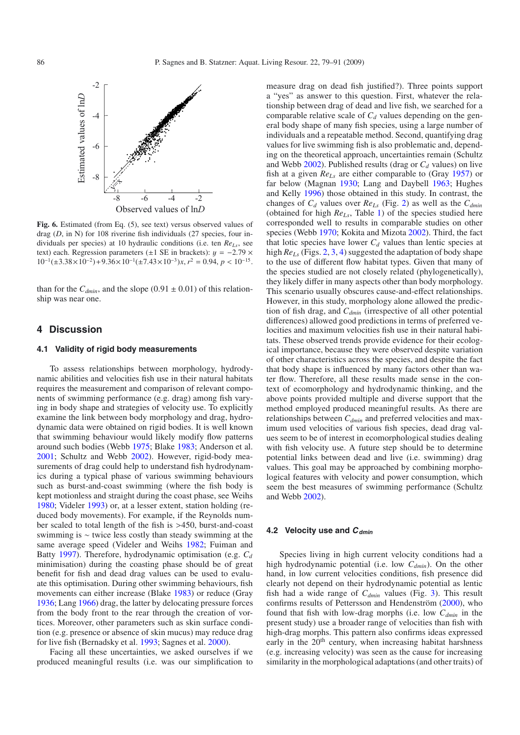Fig. 6. Estimated (from Eq. (5), see text) versus observed values of drag ($D$, in N) for 108 riverine fish individuals (27 species, four individuals per species) at 10 hydraulic conditions (i.e. ten $Re_{Ls}$, see text) each. Regression parameters (±1 SE in brackets): $y = -2.79 \times 10^{-1}(\pm 3.38 \times 10^{-2}) + 9.36 \times 10^{-1}(\pm 7.43 \times 10^{-3})x$, $r^2 = 0.94$, $p < 10^{-15}$.

than for the $C_{dmin}$, and the slope (0.91 ± 0.01) of this relationship was near one.

## 4 Discussion

### 4.1 Validity of rigid body measurements

To assess relationships between morphology, hydrodynamic abilities and velocities fish use in their natural habitats requires the measurement and comparison of relevant components of swimming performance (e.g. drag) among fish varying in body shape and strategies of velocity use. To explicitly examine the link between body morphology and drag, hydrodynamic data were obtained on rigid bodies. It is well known that swimming behaviour would likely modify flow patterns around such bodies (Webb 1975; Blake 1983; Anderson et al. 2001; Schultz and Webb 2002). However, rigid-body measurements of drag could help to understand fish hydrodynamics during a typical phase of various swimming behaviours such as burst-and-coast swimming (where the fish body is kept motionless and straight during the coast phase, see Weihs 1980; Videler 1993) or, at a lesser extent, station holding (reduced body movements). For example, if the Reynolds number scaled to total length of the fish is >450, burst-and-coast swimming is ~ twice less costly than steady swimming at the same average speed (Videler and Weihs 1982; Fuiman and Batty 1997). Therefore, hydrodynamic optimisation (e.g. $C_d$ minimisation) during the coasting phase should be of great benefit for fish and dead drag values can be used to evaluate this optimisation. During other swimming behaviours, fish movements can either increase (Blake 1983) or reduce (Gray 1936; Lang 1966) drag, the latter by delocating pressure forces from the body front to the rear through the creation of vortices. Moreover, other parameters such as skin surface condition (e.g. presence or absence of skin mucus) may reduce drag for live fish (Bernadsky et al. 1993; Sagnes et al. 2000).

Facing all these uncertainties, we asked ourselves if we produced meaningful results (i.e. was our simplification to measure drag on dead fish justified?). Three points support a "yes" as answer to this question. First, whatever the relationship between drag of dead and live fish, we searched for a comparable relative scale of $C_d$ values depending on the general body shape of many fish species, using a large number of individuals and a repeatable method. Second, quantifying drag values for live swimming fish is also problematic and, depending on the theoretical approach, uncertainties remain (Schultz and Webb 2002). Published results (drag or $C_d$ values) on live fish at a given $Re_{Ls}$ are either comparable to (Gray 1957) or far below (Magnan 1930; Lang and Daybell 1963; Hughes and Kelly 1996) those obtained in this study. In contrast, the changes of $C_d$ values over $Re_{Ls}$ (Fig. 2) as well as the $C_{dmin}$ (obtained for high $Re_{Ls}$, Table 1) of the species studied here corresponded well to results in comparable studies on other species (Webb 1970; Kokita and Mizota 2002). Third, the fact that lotic species have lower $C_d$ values than lentic species at high $Re_{Ls}$ (Figs. 2, 3, 4) suggested the adaptation of body shape to the use of different flow habitat types. Given that many of the species studied are not closely related (phylogenetically), they likely differ in many aspects other than body morphology. This scenario usually obscures cause-and-effect relationships. However, in this study, morphology alone allowed the prediction of fish drag, and $C_{dmin}$ (irrespective of all other potential differences) allowed good predictions in terms of preferred velocities and maximum velocities fish use in their natural habitats. These observed trends provide evidence for their ecological importance, because they were observed despite variation of other characteristics across the species, and despite the fact that body shape is influenced by many factors other than water flow. Therefore, all these results made sense in the context of ecomorphology and hydrodynamic thinking, and the above points provided multiple and diverse support that the method employed produced meaningful results. As there are relationships between $C_{dmin}$ and preferred velocities and maximum used velocities of various fish species, dead drag values seem to be of interest in ecomorphological studies dealing with fish velocity use. A future step should be to determine potential links between dead and live (i.e. swimming) drag values. This goal may be approached by combining morphological features with velocity and power consumption, which seem the best measures of swimming performance (Schultz and Webb 2002).

### 4.2 Velocity use and $C_{dmin}$

Species living in high current velocity conditions had a high hydrodynamic potential (i.e. low $C_{dmin}$). On the other hand, in low current velocities conditions, fish presence did clearly not depend on their hydrodynamic potential as lentic fish had a wide range of $C_{dmin}$ values (Fig. 3). This result confirms results of Pettersson and Hendenström (2000), who found that fish with low-drag morphs (i.e. low $C_{dmin}$ in the present study) use a broader range of velocities than fish with high-drag morphs. This pattern also confirms ideas expressed early in the 20th century, when increasing habitat harshness (e.g. increasing velocity) was seen as the cause for increasing similarity in the morphological adaptations (and other traits) of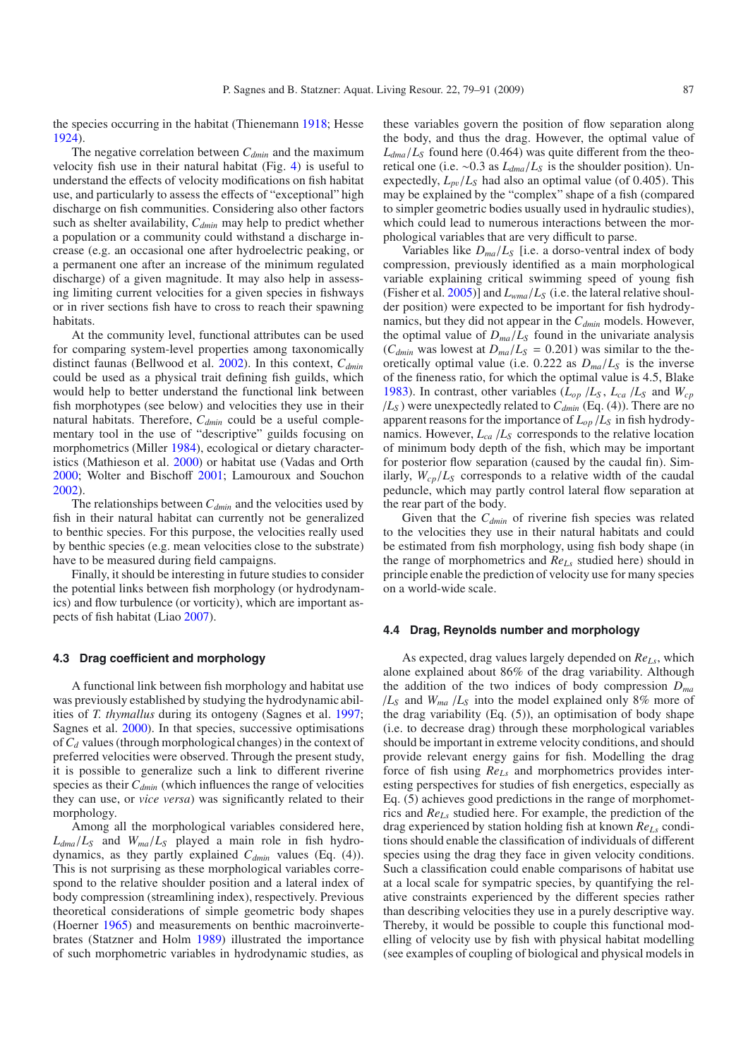the species occurring in the habitat (Thienemann 1918; Hesse 1924).

The negative correlation between $C_{dmin}$ and the maximum velocity fish use in their natural habitat (Fig. 4) is useful to understand the effects of velocity modifications on fish habitat use, and particularly to assess the effects of "exceptional" high discharge on fish communities. Considering also other factors such as shelter availability, $C_{dmin}$ may help to predict whether a population or a community could withstand a discharge increase (e.g. an occasional one after hydroelectric peaking, or a permanent one after an increase of the minimum regulated discharge) of a given magnitude. It may also help in assessing limiting current velocities for a given species in fishways or in river sections fish have to cross to reach their spawning habitats.

At the community level, functional attributes can be used for comparing system-level properties among taxonomically distinct faunas (Bellwood et al. 2002). In this context, $C_{dmin}$ could be used as a physical trait defining fish guilds, which would help to better understand the functional link between fish morphotypes (see below) and velocities they use in their natural habitats. Therefore, $C_{dmin}$ could be a useful complementary tool in the use of "descriptive" guilds focusing on morphometrics (Miller 1984), ecological or dietary characteristics (Mathieson et al. 2000) or habitat use (Vadas and Orth 2000; Wolter and Bischoff 2001; Lamouroux and Souchon 2002).

The relationships between $C_{dmin}$ and the velocities used by fish in their natural habitat can currently not be generalized to benthic species. For this purpose, the velocities really used by benthic species (e.g. mean velocities close to the substrate) have to be measured during field campaigns.

Finally, it should be interesting in future studies to consider the potential links between fish morphology (or hydrodynamics) and flow turbulence (or vorticity), which are important aspects of fish habitat (Liao 2007).

### 4.3 Drag coefficient and morphology

A functional link between fish morphology and habitat use was previously established by studying the hydrodynamic abilities of *T. thymallus* during its ontogeny (Sagnes et al. 1997; Sagnes et al. 2000). In that species, successive optimisations of $C_d$ values (through morphological changes) in the context of preferred velocities were observed. Through the present study, it is possible to generalize such a link to different riverine species as their $C_{dmin}$ (which influences the range of velocities they can use, or *vice versa*) was significantly related to their morphology.

Among all the morphological variables considered here, $L_{dma}/L_S$ and $W_{ma}/L_S$ played a main role in fish hydrodynamics, as they partly explained $C_{dmin}$ values (Eq. (4)). This is not surprising as these morphological variables correspond to the relative shoulder position and a lateral index of body compression (streamlining index), respectively. Previous theoretical considerations of simple geometric body shapes (Hoerner 1965) and measurements on benthic macroinvertebrates (Statzner and Holm 1989) illustrated the importance of such morphometric variables in hydrodynamic studies, as these variables govern the position of flow separation along the body, and thus the drag. However, the optimal value of $L_{dma}/L_S$ found here (0.464) was quite different from the theoretical one (i.e. ~0.3 as $L_{dma}/L_S$ is the shoulder position). Unexpectedly, $L_{pv}/L_S$ had also an optimal value (of 0.405). This may be explained by the "complex" shape of a fish (compared to simpler geometric bodies usually used in hydraulic studies), which could lead to numerous interactions between the morphological variables that are very difficult to parse.

Variables like $D_{ma}/L_S$ [i.e. a dorso-ventral index of body compression, previously identified as a main morphological variable explaining critical swimming speed of young fish (Fisher et al. 2005)] and $L_{wma}/L_S$ (i.e. the lateral relative shoulder position) were expected to be important for fish hydrodynamics, but they did not appear in the $C_{dmin}$ models. However, the optimal value of $D_{ma}/L_S$ found in the univariate analysis ($C_{dmin}$ was lowest at $D_{ma}/L_S = 0.201$) was similar to the theoretically optimal value (i.e. 0.222 as $D_{ma}/L_S$ is the inverse of the fineness ratio, for which the optimal value is 4.5, Blake 1983). In contrast, other variables ($L_{op}/L_S$, $L_{ca}/L_S$ and $W_{cp}/L_S$) were unexpectedly related to $C_{dmin}$ (Eq. (4)). There are no apparent reasons for the importance of $L_{op}/L_S$ in fish hydrodynamics. However, $L_{ca}/L_S$ corresponds to the relative location of minimum body depth of the fish, which may be important for posterior flow separation (caused by the caudal fin). Similarly, $W_{cp}/L_S$ corresponds to a relative width of the caudal peduncle, which may partly control lateral flow separation at the rear part of the body.

Given that the $C_{dmin}$ of riverine fish species was related to the velocities they use in their natural habitats and could be estimated from fish morphology, using fish body shape (in the range of morphometrics and $Re_{L_S}$ studied here) should in principle enable the prediction of velocity use for many species on a world-wide scale.

### 4.4 Drag, Reynolds number and morphology

As expected, drag values largely depended on $Re_{L_S}$, which alone explained about 86% of the drag variability. Although the addition of the two indices of body compression $D_{ma}/L_S$ and $W_{ma}/L_S$ into the model explained only 8% more of the drag variability (Eq. (5)), an optimisation of body shape (i.e. to decrease drag) through these morphological variables should be important in extreme velocity conditions, and should provide relevant energy gains for fish. Modelling the drag force of fish using $Re_{L_S}$ and morphometrics provides interesting perspectives for studies of fish energetics, especially as Eq. (5) achieves good predictions in the range of morphometrics and $Re_{L_S}$ studied here. For example, the prediction of the drag experienced by station holding fish at known $Re_{L_S}$ conditions should enable the classification of individuals of different species using the drag they face in given velocity conditions. Such a classification could enable comparisons of habitat use at a local scale for sympatric species, by quantifying the relative constraints experienced by the different species rather than describing velocities they use in a purely descriptive way. Thereby, it would be possible to couple this functional modelling of velocity use by fish with physical habitat modelling (see examples of coupling of biological and physical models in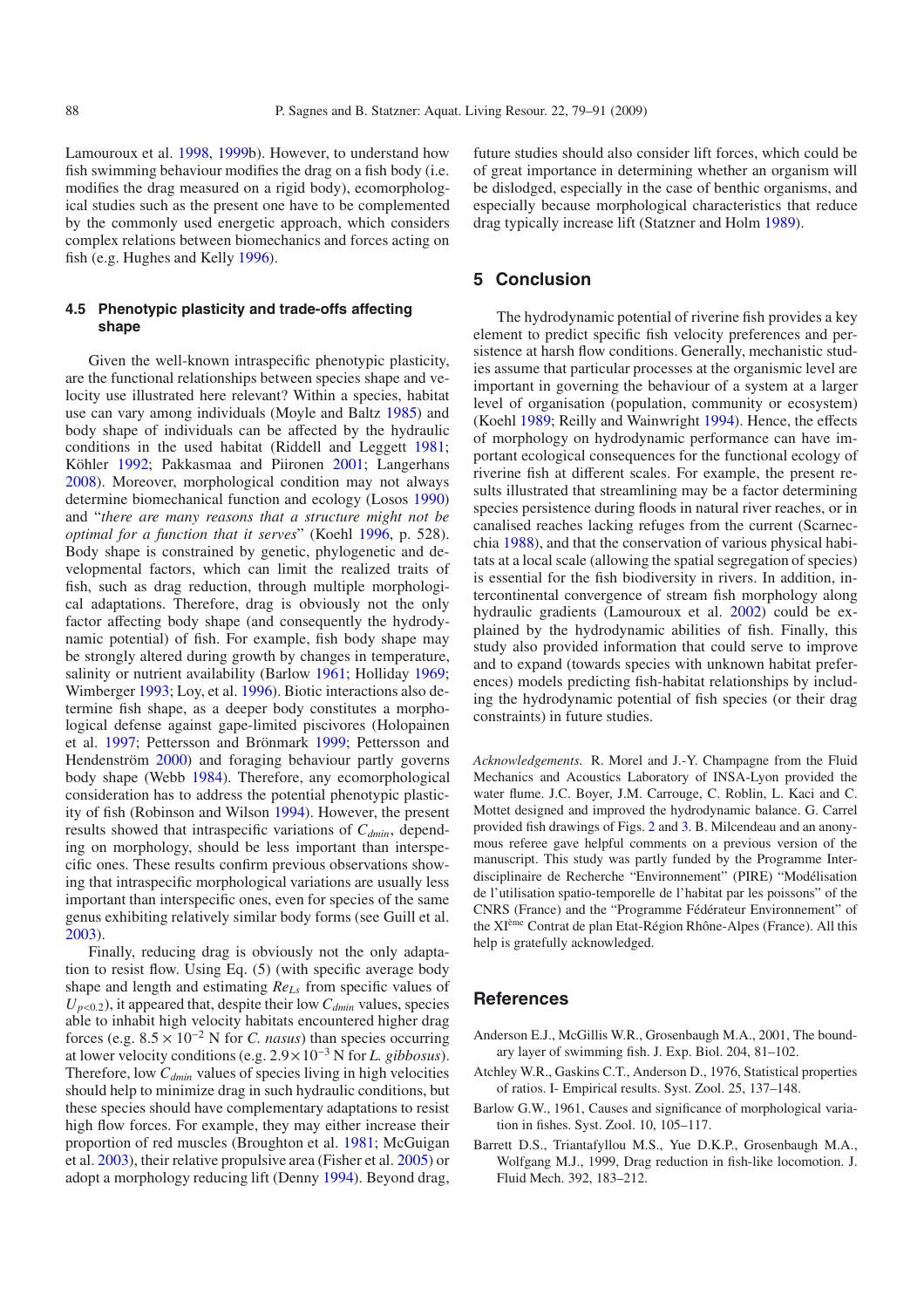Lamouroux et al. 1998, 1999b). However, to understand how fish swimming behaviour modifies the drag on a fish body (i.e. modifies the drag measured on a rigid body), ecomorphological studies such as the present one have to be complemented by the commonly used energetic approach, which considers complex relations between biomechanics and forces acting on fish (e.g. Hughes and Kelly 1996).

### 4.5 Phenotypic plasticity and trade-offs affecting shape

Given the well-known intraspecific phenotypic plasticity, are the functional relationships between species shape and velocity use illustrated here relevant? Within a species, habitat use can vary among individuals (Moyle and Baltz 1985) and body shape of individuals can be affected by the hydraulic conditions in the used habitat (Riddell and Leggett 1981; Köhler 1992; Pakkasmaa and Piironen 2001; Langerhans 2008). Moreover, morphological condition may not always determine biomechanical function and ecology (Losos 1990) and "*there are many reasons that a structure might not be optimal for a function that it serves*" (Koehl 1996, p. 528). Body shape is constrained by genetic, phylogenetic and developmental factors, which can limit the realized traits of fish, such as drag reduction, through multiple morphological adaptations. Therefore, drag is obviously not the only factor affecting body shape (and consequently the hydrodynamic potential) of fish. For example, fish body shape may be strongly altered during growth by changes in temperature, salinity or nutrient availability (Barlow 1961; Holliday 1969; Wimberger 1993; Loy, et al. 1996). Biotic interactions also determine fish shape, as a deeper body constitutes a morphological defense against gape-limited piscivores (Holopainen et al. 1997; Pettersson and Brönmark 1999; Pettersson and Hendenström 2000) and foraging behaviour partly governs body shape (Webb 1984). Therefore, any ecomorphological consideration has to address the potential phenotypic plasticity of fish (Robinson and Wilson 1994). However, the present results showed that intraspecific variations of $C_{dmin}$, depending on morphology, should be less important than interspecific ones. These results confirm previous observations showing that intraspecific morphological variations are usually less important than interspecific ones, even for species of the same genus exhibiting relatively similar body forms (see Guill et al. 2003).

Finally, reducing drag is obviously not the only adaptation to resist flow. Using Eq. (5) (with specific average body shape and length and estimating $Re_{Ls}$ from specific values of $U_{p<0.2}$), it appeared that, despite their low $C_{dmin}$ values, species able to inhabit high velocity habitats encountered higher drag forces (e.g. $8.5 \times 10^{-2}$ N for *C. nasus*) than species occurring at lower velocity conditions (e.g. $2.9 \times 10^{-3}$ N for *L. gibbosus*). Therefore, low $C_{dmin}$ values of species living in high velocities should help to minimize drag in such hydraulic conditions, but these species should have complementary adaptations to resist high flow forces. For example, they may either increase their proportion of red muscles (Broughton et al. 1981; McGuigan et al. 2003), their relative propulsive area (Fisher et al. 2005) or adopt a morphology reducing lift (Denny 1994). Beyond drag, future studies should also consider lift forces, which could be of great importance in determining whether an organism will be dislodged, especially in the case of benthic organisms, and especially because morphological characteristics that reduce drag typically increase lift (Statzner and Holm 1989).

## 5 Conclusion

The hydrodynamic potential of riverine fish provides a key element to predict specific fish velocity preferences and persistence at harsh flow conditions. Generally, mechanistic studies assume that particular processes at the organismic level are important in governing the behaviour of a system at a larger level of organisation (population, community or ecosystem) (Koehl 1989; Reilly and Wainwright 1994). Hence, the effects of morphology on hydrodynamic performance can have important ecological consequences for the functional ecology of riverine fish at different scales. For example, the present results illustrated that streamlining may be a factor determining species persistence during floods in natural river reaches, or in canalised reaches lacking refuges from the current (Scarnecchia 1988), and that the conservation of various physical habitats at a local scale (allowing the spatial segregation of species) is essential for the fish biodiversity in rivers. In addition, intercontinental convergence of stream fish morphology along hydraulic gradients (Lamouroux et al. 2002) could be explained by the hydrodynamic abilities of fish. Finally, this study also provided information that could serve to improve and to expand (towards species with unknown habitat preferences) models predicting fish-habitat relationships by including the hydrodynamic potential of fish species (or their drag constraints) in future studies.

*Acknowledgements.* R. Morel and J.-Y. Champagne from the Fluid Mechanics and Acoustics Laboratory of INSA-Lyon provided the water flume. J.C. Boyer, J.M. Carrouge, C. Roblin, L. Kaci and C. Mottet designed and improved the hydrodynamic balance. G. Carrel provided fish drawings of Figs. 2 and 3. B. Milcendeau and an anonymous referee gave helpful comments on a previous version of the manuscript. This study was partly funded by the Programme Interdisciplinaire de Recherche "Environnement" (PIRE) "Modélisation de l'utilisation spatio-temporelle de l'habitat par les poissons" of the CNRS (France) and the "Programme Fédérateur Environnement" of the XI[ème] Contrat de plan Etat-Région Rhône-Alpes (France). All this help is gratefully acknowledged.

## References

Anderson E.J., McGillis W.R., Grosenbaugh M.A., 2001, The boundary layer of swimming fish. J. Exp. Biol. 204, 81–102.

Atchley W.R., Gaskins C.T., Anderson D., 1976, Statistical properties of ratios. I- Empirical results. Syst. Zool. 25, 137–148.

Barlow G.W., 1961, Causes and significance of morphological variation in fishes. Syst. Zool. 10, 105–117.

Barrett D.S., Triantafyllou M.S., Yue D.K.P., Grosenbaugh M.A., Wolfgang M.J., 1999, Drag reduction in fish-like locomotion. J. Fluid Mech. 392, 183–212.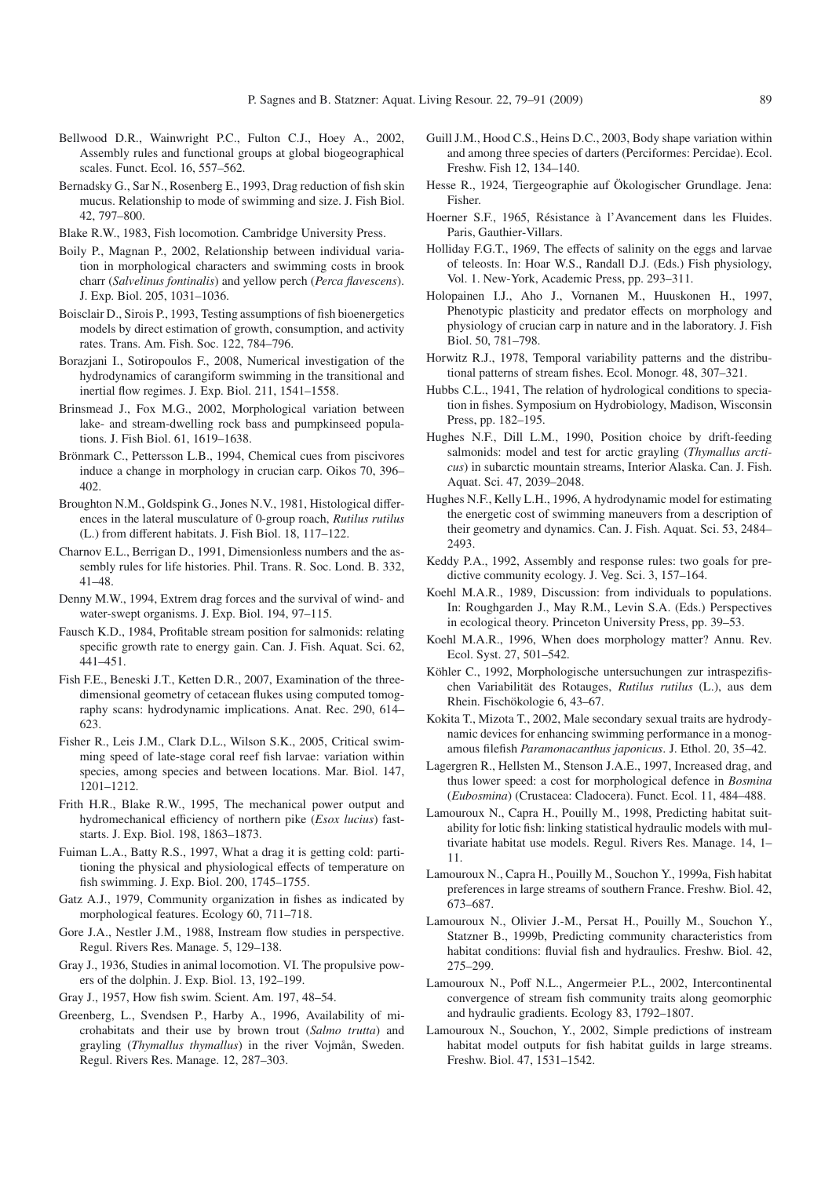Bellwood D.R., Wainwright P.C., Fulton C.J., Hoey A., 2002, Assembly rules and functional groups at global biogeographical scales. Funct. Ecol. 16, 557–562.

Bernadsky G., Sar N., Rosenberg E., 1993, Drag reduction of fish skin mucus. Relationship to mode of swimming and size. J. Fish Biol. 42, 797–800.

Blake R.W., 1983, Fish locomotion. Cambridge University Press.

Boily P., Magnan P., 2002, Relationship between individual variation in morphological characters and swimming costs in brook charr (*Salvelinus fontinalis*) and yellow perch (*Perca flavescens*). J. Exp. Biol. 205, 1031–1036.

Boisclair D., Sirois P., 1993, Testing assumptions of fish bioenergetics models by direct estimation of growth, consumption, and activity rates. Trans. Am. Fish. Soc. 122, 784–796.

Borazjani I., Sotiropoulos F., 2008, Numerical investigation of the hydrodynamics of carangiform swimming in the transitional and inertial flow regimes. J. Exp. Biol. 211, 1541–1558.

Brinsmead J., Fox M.G., 2002, Morphological variation between lake- and stream-dwelling rock bass and pumpkinseed populations. J. Fish Biol. 61, 1619–1638.

Brönmark C., Pettersson L.B., 1994, Chemical cues from piscivores induce a change in morphology in crucian carp. Oikos 70, 396–402.

Broughton N.M., Goldspink G., Jones N.V., 1981, Histological differences in the lateral musculature of 0-group roach, *Rutilus rutilus* (L.) from different habitats. J. Fish Biol. 18, 117–122.

Charnov E.L., Berrigan D., 1991, Dimensionless numbers and the assembly rules for life histories. Phil. Trans. R. Soc. Lond. B. 332, 41–48.

Denny M.W., 1994, Extrem drag forces and the survival of wind- and water-swept organisms. J. Exp. Biol. 194, 97–115.

Fausch K.D., 1984, Profitable stream position for salmonids: relating specific growth rate to energy gain. Can. J. Fish. Aquat. Sci. 62, 441–451.

Fish F.E., Beneski J.T., Ketten D.R., 2007, Examination of the three-dimensional geometry of cetacean flukes using computed tomography scans: hydrodynamic implications. Anat. Rec. 290, 614–623.

Fisher R., Leis J.M., Clark D.L., Wilson S.K., 2005, Critical swimming speed of late-stage coral reef fish larvae: variation within species, among species and between locations. Mar. Biol. 147, 1201–1212.

Frith H.R., Blake R.W., 1995, The mechanical power output and hydromechanical efficiency of northern pike (*Esox lucius*) fast-starts. J. Exp. Biol. 198, 1863–1873.

Fuiman L.A., Batty R.S., 1997, What a drag it is getting cold: partitioning the physical and physiological effects of temperature on fish swimming. J. Exp. Biol. 200, 1745–1755.

Gatz A.J., 1979, Community organization in fishes as indicated by morphological features. Ecology 60, 711–718.

Gore J.A., Nestler J.M., 1988, Instream flow studies in perspective. Regul. Rivers Res. Manage. 5, 129–138.

Gray J., 1936, Studies in animal locomotion. VI. The propulsive powers of the dolphin. J. Exp. Biol. 13, 192–199.

Gray J., 1957, How fish swim. Scient. Am. 197, 48–54.

Greenberg, L., Svendsen P., Harby A., 1996, Availability of microhabitats and their use by brown trout (*Salmo trutta*) and grayling (*Thymallus thymallus*) in the river Vojmån, Sweden. Regul. Rivers Res. Manage. 12, 287–303.

Guill J.M., Hood C.S., Heins D.C., 2003, Body shape variation within and among three species of darters (Perciformes: Percidae). Ecol. Freshw. Fish 12, 134–140.

Hesse R., 1924, Tiergeographie auf Ökologischer Grundlage. Jena: Fisher.

Hoerner S.F., 1965, Résistance à l'Avancement dans les Fluides. Paris, Gauthier-Villars.

Holliday F.G.T., 1969, The effects of salinity on the eggs and larvae of teleosts. In: Hoar W.S., Randall D.J. (Eds.) Fish physiology, Vol. 1. New-York, Academic Press, pp. 293–311.

Holopainen I.J., Aho J., Vornanen M., Huuskonen H., 1997, Phenotypic plasticity and predator effects on morphology and physiology of crucian carp in nature and in the laboratory. J. Fish Biol. 50, 781–798.

Horwitz R.J., 1978, Temporal variability patterns and the distributional patterns of stream fishes. Ecol. Monogr. 48, 307–321.

Hubbs C.L., 1941, The relation of hydrological conditions to speciation in fishes. Symposium on Hydrobiology, Madison, Wisconsin Press, pp. 182–195.

Hughes N.F., Dill L.M., 1990, Position choice by drift-feeding salmonids: model and test for arctic grayling (*Thymallus arcticus*) in subarctic mountain streams, Interior Alaska. Can. J. Fish. Aquat. Sci. 47, 2039–2048.

Hughes N.F., Kelly L.H., 1996, A hydrodynamic model for estimating the energetic cost of swimming maneuvers from a description of their geometry and dynamics. Can. J. Fish. Aquat. Sci. 53, 2484–2493.

Keddy P.A., 1992, Assembly and response rules: two goals for predictive community ecology. J. Veg. Sci. 3, 157–164.

Koehl M.A.R., 1989, Discussion: from individuals to populations. In: Roughgarden J., May R.M., Levin S.A. (Eds.) Perspectives in ecological theory. Princeton University Press, pp. 39–53.

Koehl M.A.R., 1996, When does morphology matter? Annu. Rev. Ecol. Syst. 27, 501–542.

Köhler C., 1992, Morphologische untersuchungen zur intraspezifischen Variabilität des Rotauges, *Rutilus rutilus* (L.), aus dem Rhein. Fischökologie 6, 43–67.

Kokita T., Mizota T., 2002, Male secondary sexual traits are hydrodynamic devices for enhancing swimming performance in a monogamous filefish *Paramonacanthus japonicus*. J. Ethol. 20, 35–42.

Lagergren R., Hellsten M., Stenson J.A.E., 1997, Increased drag, and thus lower speed: a cost for morphological defence in *Bosmina* (*Eubosmina*) (Crustacea: Cladocera). Funct. Ecol. 11, 484–488.

Lamouroux N., Capra H., Pouilly M., 1998, Predicting habitat suitability for lotic fish: linking statistical hydraulic models with multivariate habitat use models. Regul. Rivers Res. Manage. 14, 1–11.

Lamouroux N., Capra H., Pouilly M., Souchon Y., 1999a, Fish habitat preferences in large streams of southern France. Freshw. Biol. 42, 673–687.

Lamouroux N., Olivier J.-M., Persat H., Pouilly M., Souchon Y., Statzner B., 1999b, Predicting community characteristics from habitat conditions: fluvial fish and hydraulics. Freshw. Biol. 42, 275–299.

Lamouroux N., Poff N.L., Angermeier P.L., 2002, Intercontinental convergence of stream fish community traits along geomorphic and hydraulic gradients. Ecology 83, 1792–1807.

Lamouroux N., Souchon, Y., 2002, Simple predictions of instream habitat model outputs for fish habitat guilds in large streams. Freshw. Biol. 47, 1531–1542.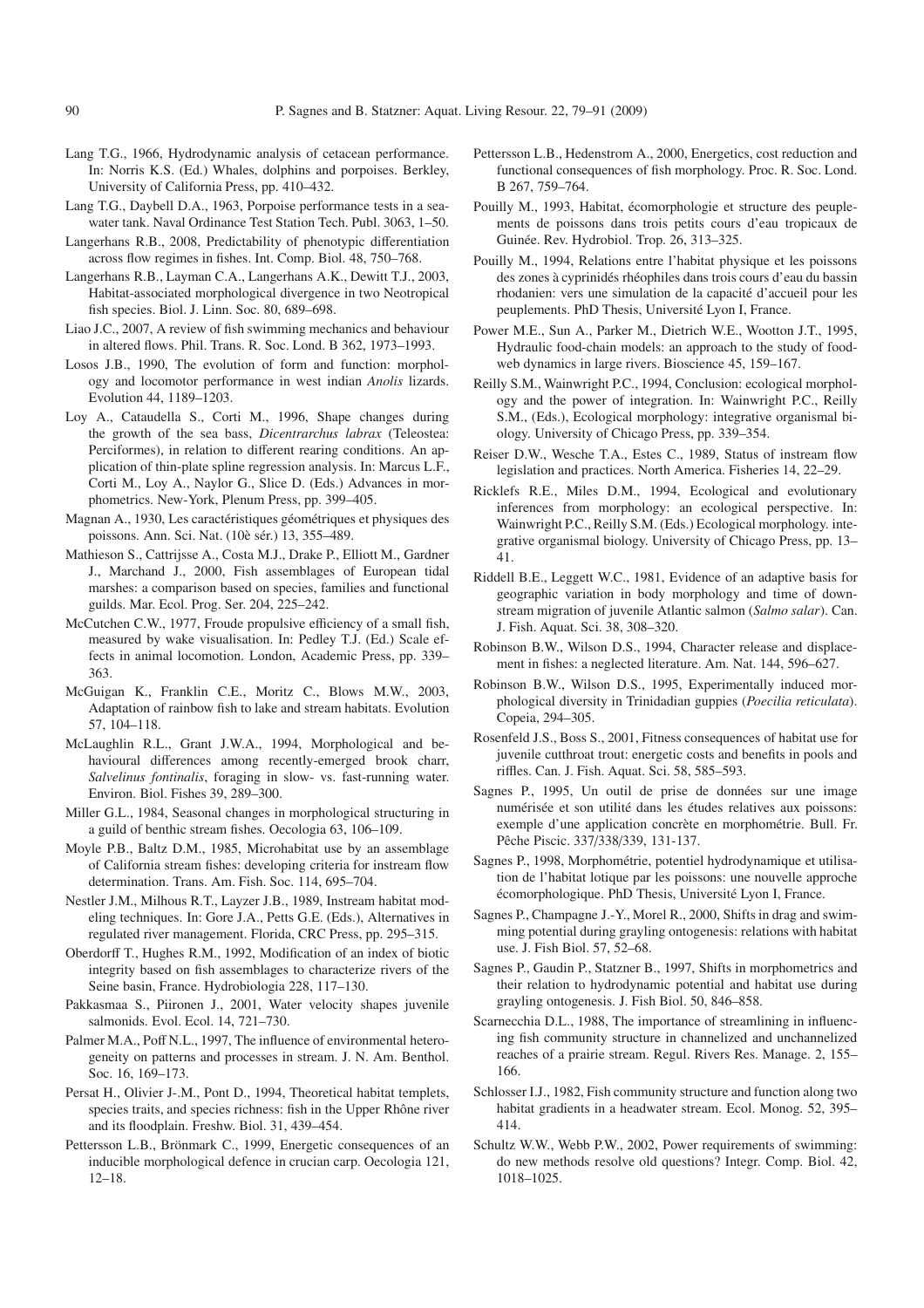Lang T.G., 1966, Hydrodynamic analysis of cetacean performance. In: Norris K.S. (Ed.) Whales, dolphins and porpoises. Berkley, University of California Press, pp. 410–432.

Lang T.G., Daybell D.A., 1963, Porpoise performance tests in a seawater tank. Naval Ordinance Test Station Tech. Publ. 3063, 1–50.

Langerhans R.B., 2008, Predictability of phenotypic differentiation across flow regimes in fishes. Int. Comp. Biol. 48, 750–768.

Langerhans R.B., Layman C.A., Langerhans A.K., Dewitt T.J., 2003, Habitat-associated morphological divergence in two Neotropical fish species. Biol. J. Linn. Soc. 80, 689–698.

Liao J.C., 2007, A review of fish swimming mechanics and behaviour in altered flows. Phil. Trans. R. Soc. Lond. B 362, 1973–1993.

Losos J.B., 1990, The evolution of form and function: morphology and locomotor performance in west indian *Anolis* lizards. Evolution 44, 1189–1203.

Loy A., Cataudella S., Corti M., 1996, Shape changes during the growth of the sea bass, *Dicentrarchus labrax* (Teleostea: Perciformes), in relation to different rearing conditions. An application of thin-plate spline regression analysis. In: Marcus L.F., Corti M., Loy A., Naylor G., Slice D. (Eds.) Advances in morphometrics. New-York, Plenum Press, pp. 399–405.

Magnan A., 1930, Les caractéristiques géométriques et physiques des poissons. Ann. Sci. Nat. (10è sér.) 13, 355–489.

Mathieson S., Cattrijsse A., Costa M.J., Drake P., Elliott M., Gardner J., Marchand J., 2000, Fish assemblages of European tidal marshes: a comparison based on species, families and functional guilds. Mar. Ecol. Prog. Ser. 204, 225–242.

McCutchen C.W., 1977, Froude propulsive efficiency of a small fish, measured by wake visualisation. In: Pedley T.J. (Ed.) Scale effects in animal locomotion. London, Academic Press, pp. 339–363.

McGuigan K., Franklin C.E., Moritz C., Blows M.W., 2003, Adaptation of rainbow fish to lake and stream habitats. Evolution 57, 104–118.

McLaughlin R.L., Grant J.W.A., 1994, Morphological and behavioural differences among recently-emerged brook charr, *Salvelinus fontinalis*, foraging in slow- vs. fast-running water. Environ. Biol. Fishes 39, 289–300.

Miller G.L., 1984, Seasonal changes in morphological structuring in a guild of benthic stream fishes. Oecologia 63, 106–109.

Moyle P.B., Baltz D.M., 1985, Microhabitat use by an assemblage of California stream fishes: developing criteria for instream flow determination. Trans. Am. Fish. Soc. 114, 695–704.

Nestler J.M., Milhous R.T., Layzer J.B., 1989, Instream habitat modeling techniques. In: Gore J.A., Petts G.E. (Eds.), Alternatives in regulated river management. Florida, CRC Press, pp. 295–315.

Oberdorff T., Hughes R.M., 1992, Modification of an index of biotic integrity based on fish assemblages to characterize rivers of the Seine basin, France. Hydrobiologia 228, 117–130.

Pakkasmaa S., Piironen J., 2001, Water velocity shapes juvenile salmonids. Evol. Ecol. 14, 721–730.

Palmer M.A., Poff N.L., 1997, The influence of environmental heterogeneity on patterns and processes in stream. J. N. Am. Benthol. Soc. 16, 169–173.

Persat H., Olivier J-.M., Pont D., 1994, Theoretical habitat templets, species traits, and species richness: fish in the Upper Rhône river and its floodplain. Freshw. Biol. 31, 439–454.

Pettersson L.B., Brönmark C., 1999, Energetic consequences of an inducible morphological defence in crucian carp. Oecologia 121, 12–18.

Pettersson L.B., Hedenstrom A., 2000, Energetics, cost reduction and functional consequences of fish morphology. Proc. R. Soc. Lond. B 267, 759–764.

Pouilly M., 1993, Habitat, écomorphologie et structure des peuplements de poissons dans trois petits cours d'eau tropicaux de Guinée. Rev. Hydrobiol. Trop. 26, 313–325.

Pouilly M., 1994, Relations entre l'habitat physique et les poissons des zones à cyprinidés rhéophiles dans trois cours d'eau du bassin rhodanien: vers une simulation de la capacité d'accueil pour les peuplements. PhD Thesis, Université Lyon I, France.

Power M.E., Sun A., Parker M., Dietrich W.E., Wootton J.T., 1995, Hydraulic food-chain models: an approach to the study of food-web dynamics in large rivers. Bioscience 45, 159–167.

Reilly S.M., Wainwright P.C., 1994, Conclusion: ecological morphology and the power of integration. In: Wainwright P.C., Reilly S.M., (Eds.), Ecological morphology: integrative organismal biology. University of Chicago Press, pp. 339–354.

Reiser D.W., Wesche T.A., Estes C., 1989, Status of instream flow legislation and practices. North America. Fisheries 14, 22–29.

Ricklefs R.E., Miles D.M., 1994, Ecological and evolutionary inferences from morphology: an ecological perspective. In: Wainwright P.C., Reilly S.M. (Eds.) Ecological morphology. integrative organismal biology. University of Chicago Press, pp. 13–41.

Riddell B.E., Leggett W.C., 1981, Evidence of an adaptive basis for geographic variation in body morphology and time of downstream migration of juvenile Atlantic salmon (*Salmo salar*). Can. J. Fish. Aquat. Sci. 38, 308–320.

Robinson B.W., Wilson D.S., 1994, Character release and displacement in fishes: a neglected literature. Am. Nat. 144, 596–627.

Robinson B.W., Wilson D.S., 1995, Experimentally induced morphological diversity in Trinidadian guppies (*Poecilia reticulata*). Copeia, 294–305.

Rosenfeld J.S., Boss S., 2001, Fitness consequences of habitat use for juvenile cutthroat trout: energetic costs and benefits in pools and riffles. Can. J. Fish. Aquat. Sci. 58, 585–593.

Sagnes P., 1995, Un outil de prise de données sur une image numérisée et son utilité dans les études relatives aux poissons: exemple d'une application concrète en morphométrie. Bull. Fr. Pêche Piscic. 337/338/339, 131-137.

Sagnes P., 1998, Morphométrie, potentiel hydrodynamique et utilisation de l'habitat lotique par les poissons: une nouvelle approche écomorphologique. PhD Thesis, Université Lyon I, France.

Sagnes P., Champagne J.-Y., Morel R., 2000, Shifts in drag and swimming potential during grayling ontogenesis: relations with habitat use. J. Fish Biol. 57, 52–68.

Sagnes P., Gaudin P., Statzner B., 1997, Shifts in morphometrics and their relation to hydrodynamic potential and habitat use during grayling ontogenesis. J. Fish Biol. 50, 846–858.

Scarnecchia D.L., 1988, The importance of streamlining in influencing fish community structure in channelized and unchannelized reaches of a prairie stream. Regul. Rivers Res. Manage. 2, 155–166.

Schlosser I.J., 1982, Fish community structure and function along two habitat gradients in a headwater stream. Ecol. Monog. 52, 395–414.

Schultz W.W., Webb P.W., 2002, Power requirements of swimming: do new methods resolve old questions? Integr. Comp. Biol. 42, 1018–1025.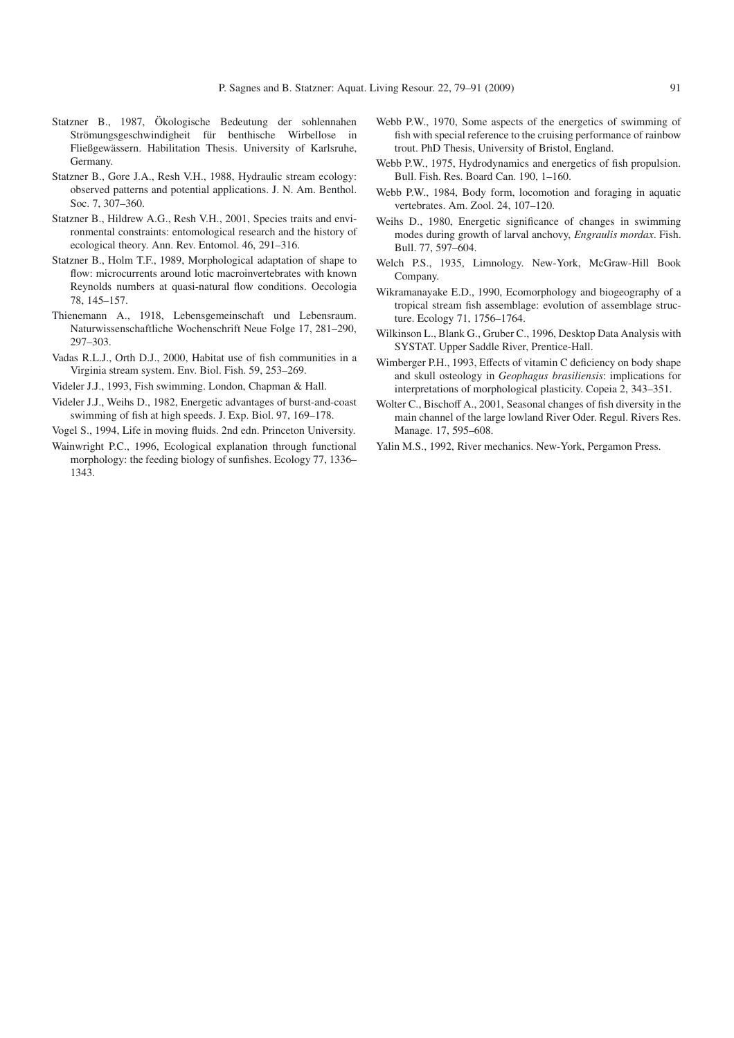Statzner B., 1987, Ökologische Bedeutung der sohlennahen Strömungsgeschwindigheit für benthische Wirbellose in Fließgewässern. Habilitation Thesis. University of Karlsruhe, Germany.

Statzner B., Gore J.A., Resh V.H., 1988, Hydraulic stream ecology: observed patterns and potential applications. J. N. Am. Benthol. Soc. 7, 307–360.

Statzner B., Hildrew A.G., Resh V.H., 2001, Species traits and environmental constraints: entomological research and the history of ecological theory. Ann. Rev. Entomol. 46, 291–316.

Statzner B., Holm T.F., 1989, Morphological adaptation of shape to flow: microcurrents around lotic macroinvertebrates with known Reynolds numbers at quasi-natural flow conditions. Oecologia 78, 145–157.

Thienemann A., 1918, Lebensgemeinschaft und Lebensraum. Naturwissenschaftliche Wochenschrift Neue Folge 17, 281–290, 297–303.

Vadas R.L.J., Orth D.J., 2000, Habitat use of fish communities in a Virginia stream system. Env. Biol. Fish. 59, 253–269.

Videler J.J., 1993, Fish swimming. London, Chapman & Hall.

Videler J.J., Weihs D., 1982, Energetic advantages of burst-and-coast swimming of fish at high speeds. J. Exp. Biol. 97, 169–178.

Vogel S., 1994, Life in moving fluids. 2nd edn. Princeton University.

Wainwright P.C., 1996, Ecological explanation through functional morphology: the feeding biology of sunfishes. Ecology 77, 1336–1343.

Webb P.W., 1970, Some aspects of the energetics of swimming of fish with special reference to the cruising performance of rainbow trout. PhD Thesis, University of Bristol, England.

Webb P.W., 1975, Hydrodynamics and energetics of fish propulsion. Bull. Fish. Res. Board Can. 190, 1–160.

Webb P.W., 1984, Body form, locomotion and foraging in aquatic vertebrates. Am. Zool. 24, 107–120.

Weihs D., 1980, Energetic significance of changes in swimming modes during growth of larval anchovy, *Engraulis mordax*. Fish. Bull. 77, 597–604.

Welch P.S., 1935, Limnology. New-York, McGraw-Hill Book Company.

Wikramanayake E.D., 1990, Ecomorphology and biogeography of a tropical stream fish assemblage: evolution of assemblage structure. Ecology 71, 1756–1764.

Wilkinson L., Blank G., Gruber C., 1996, Desktop Data Analysis with SYSTAT. Upper Saddle River, Prentice-Hall.

Wimberger P.H., 1993, Effects of vitamin C deficiency on body shape and skull osteology in *Geophagus brasiliensis*: implications for interpretations of morphological plasticity. Copeia 2, 343–351.

Wolter C., Bischoff A., 2001, Seasonal changes of fish diversity in the main channel of the large lowland River Oder. Regul. Rivers Res. Manage. 17, 595–608.

Yalin M.S., 1992, River mechanics. New-York, Pergamon Press.